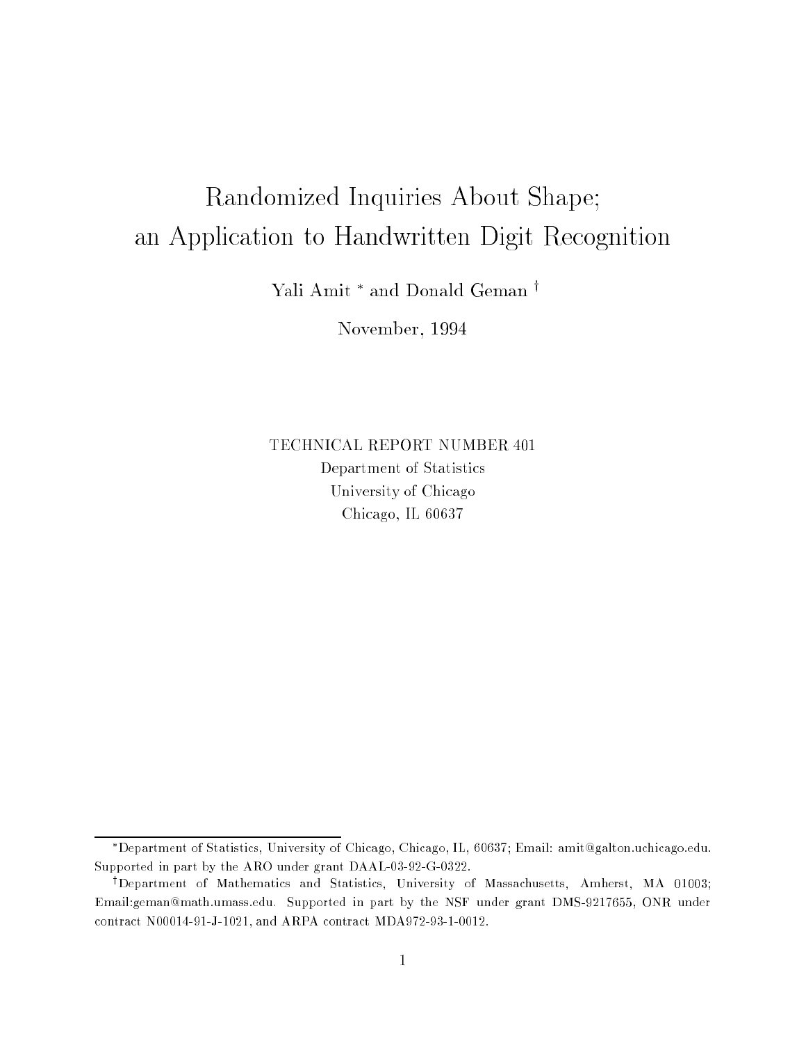# Randomized Inquiries About Shape; an Application to Handwritten Digit Recognition

Yali Amit * and Donald Geman †

November, 1994

TECHNICAL REPORT NUMBER 401
Department of Statistics
University of Chicago
Chicago, IL 60637

---

*Department of Statistics, University of Chicago, Chicago, IL, 60637; Email: amit@galton.uchicago.edu. Supported in part by the ARO under grant DAAL-03-92-G-0322.

†Department of Mathematics and Statistics, University of Massachusetts, Amherst, MA 01003; Email:geman@math.umass.edu. Supported in part by the NSF under grant DMS-9217655, ONR under contract N00014-91-J-1021, and ARPA contract MDA972-93-1-0012.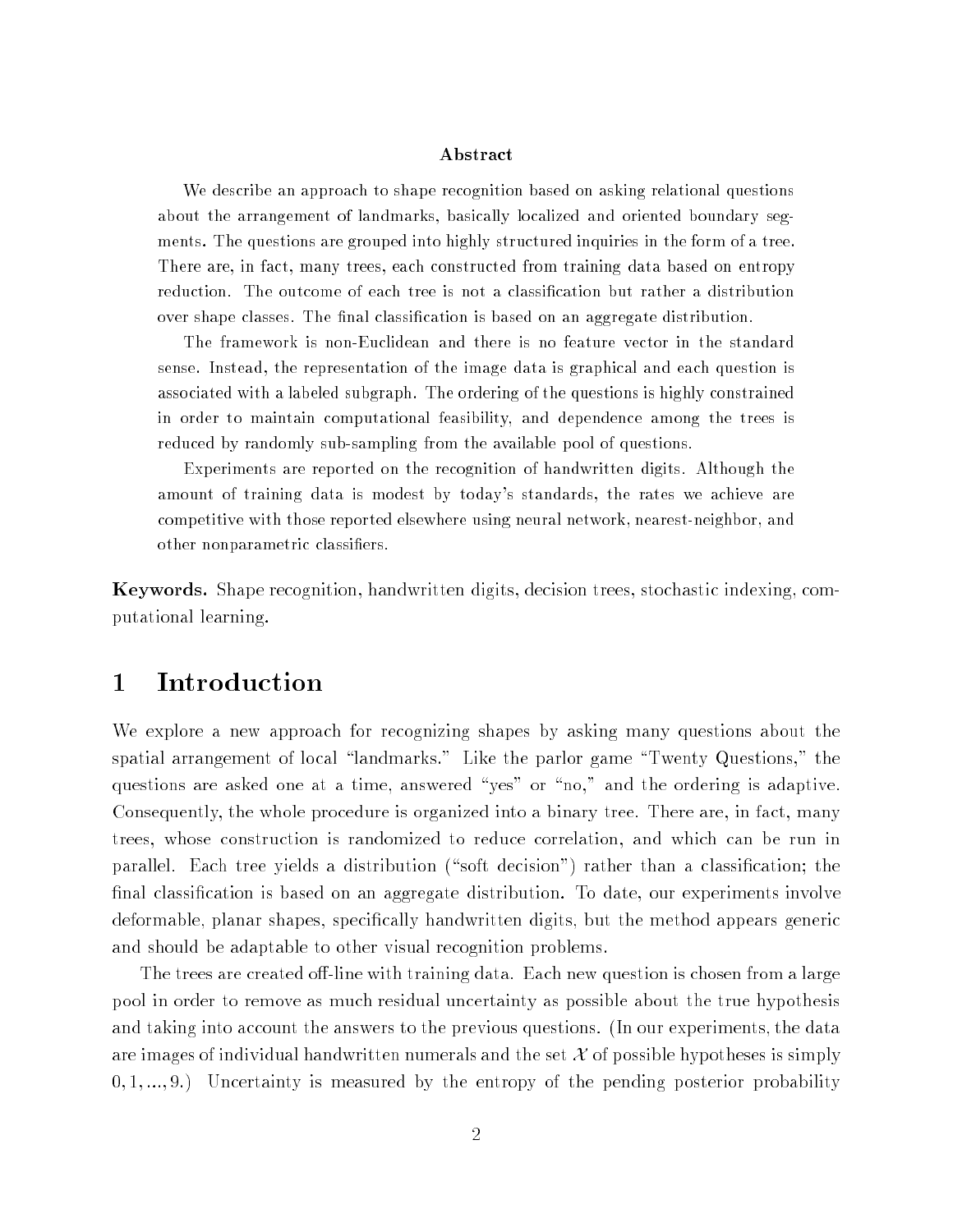### Abstract

We describe an approach to shape recognition based on asking relational questions about the arrangement of landmarks, basically localized and oriented boundary segments. The questions are grouped into highly structured inquiries in the form of a tree. There are, in fact, many trees, each constructed from training data based on entropy reduction. The outcome of each tree is not a classification but rather a distribution over shape classes. The final classification is based on an aggregate distribution.

The framework is non-Euclidean and there is no feature vector in the standard sense. Instead, the representation of the image data is graphical and each question is associated with a labeled subgraph. The ordering of the questions is highly constrained in order to maintain computational feasibility, and dependence among the trees is reduced by randomly sub-sampling from the available pool of questions.

Experiments are reported on the recognition of handwritten digits. Although the amount of training data is modest by today's standards, the rates we achieve are competitive with those reported elsewhere using neural network, nearest-neighbor, and other nonparametric classifiers.

**Keywords.** Shape recognition, handwritten digits, decision trees, stochastic indexing, computational learning.

# 1 Introduction

We explore a new approach for recognizing shapes by asking many questions about the spatial arrangement of local "landmarks." Like the parlor game "Twenty Questions," the questions are asked one at a time, answered "yes" or "no," and the ordering is adaptive. Consequently, the whole procedure is organized into a binary tree. There are, in fact, many trees, whose construction is randomized to reduce correlation, and which can be run in parallel. Each tree yields a distribution ("soft decision") rather than a classification; the final classification is based on an aggregate distribution. To date, our experiments involve deformable, planar shapes, specifically handwritten digits, but the method appears generic and should be adaptable to other visual recognition problems.

The trees are created off-line with training data. Each new question is chosen from a large pool in order to remove as much residual uncertainty as possible about the true hypothesis and taking into account the answers to the previous questions. (In our experiments, the data are images of individual handwritten numerals and the set $\mathcal{X}$ of possible hypotheses is simply $0, 1, ..., 9$.) Uncertainty is measured by the entropy of the pending posterior probability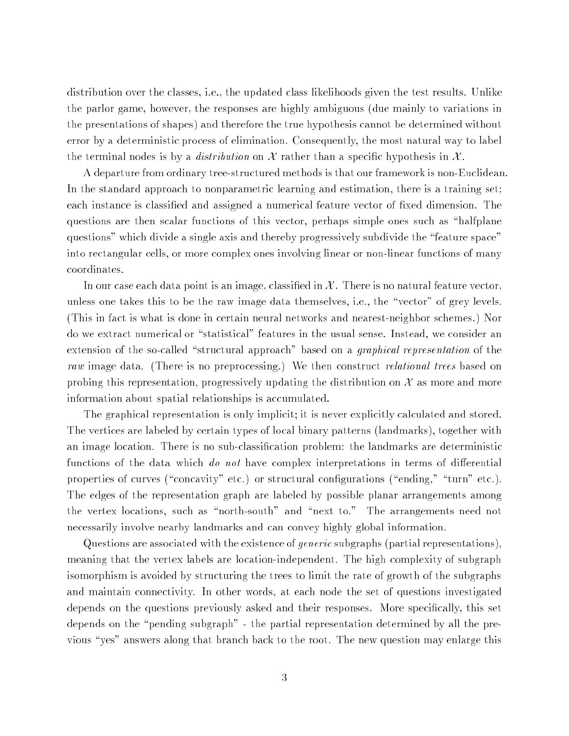distribution over the classes, i.e., the updated class likelihoods given the test results. Unlike the parlor game, however, the responses are highly ambiguous (due mainly to variations in the presentations of shapes) and therefore the true hypothesis cannot be determined without error by a deterministic process of elimination. Consequently, the most natural way to label the terminal nodes is by a *distribution* on $\mathcal{X}$ rather than a specific hypothesis in $\mathcal{X}$.

A departure from ordinary tree-structured methods is that our framework is non-Euclidean. In the standard approach to nonparametric learning and estimation, there is a training set; each instance is classified and assigned a numerical feature vector of fixed dimension. The questions are then scalar functions of this vector, perhaps simple ones such as "halfplane questions" which divide a single axis and thereby progressively subdivide the "feature space" into rectangular cells, or more complex ones involving linear or non-linear functions of many coordinates.

In our case each data point is an image, classified in $\mathcal{X}$. There is no natural feature vector, unless one takes this to be the raw image data themselves, i.e., the "vector" of grey levels. (This in fact is what is done in certain neural networks and nearest-neighbor schemes.) Nor do we extract numerical or "statistical" features in the usual sense. Instead, we consider an extension of the so-called "structural approach" based on a *graphical representation* of the *raw* image data. (There is no preprocessing.) We then construct *relational trees* based on probing this representation, progressively updating the distribution on $\mathcal{X}$ as more and more information about spatial relationships is accumulated.

The graphical representation is only implicit; it is never explicitly calculated and stored. The vertices are labeled by certain types of local binary patterns (landmarks), together with an image location. There is no sub-classification problem: the landmarks are deterministic functions of the data which *do not* have complex interpretations in terms of differential properties of curves ("concavity" etc.) or structural configurations ("ending," "turn" etc.). The edges of the representation graph are labeled by possible planar arrangements among the vertex locations, such as "north-south" and "next to." The arrangements need not necessarily involve nearby landmarks and can convey highly global information.

Questions are associated with the existence of *generic* subgraphs (partial representations), meaning that the vertex labels are location-independent. The high complexity of subgraph isomorphism is avoided by structuring the trees to limit the rate of growth of the subgraphs and maintain connectivity. In other words, at each node the set of questions investigated depends on the questions previously asked and their responses. More specifically, this set depends on the "pending subgraph" - the partial representation determined by all the previous "yes" answers along that branch back to the root. The new question may enlarge this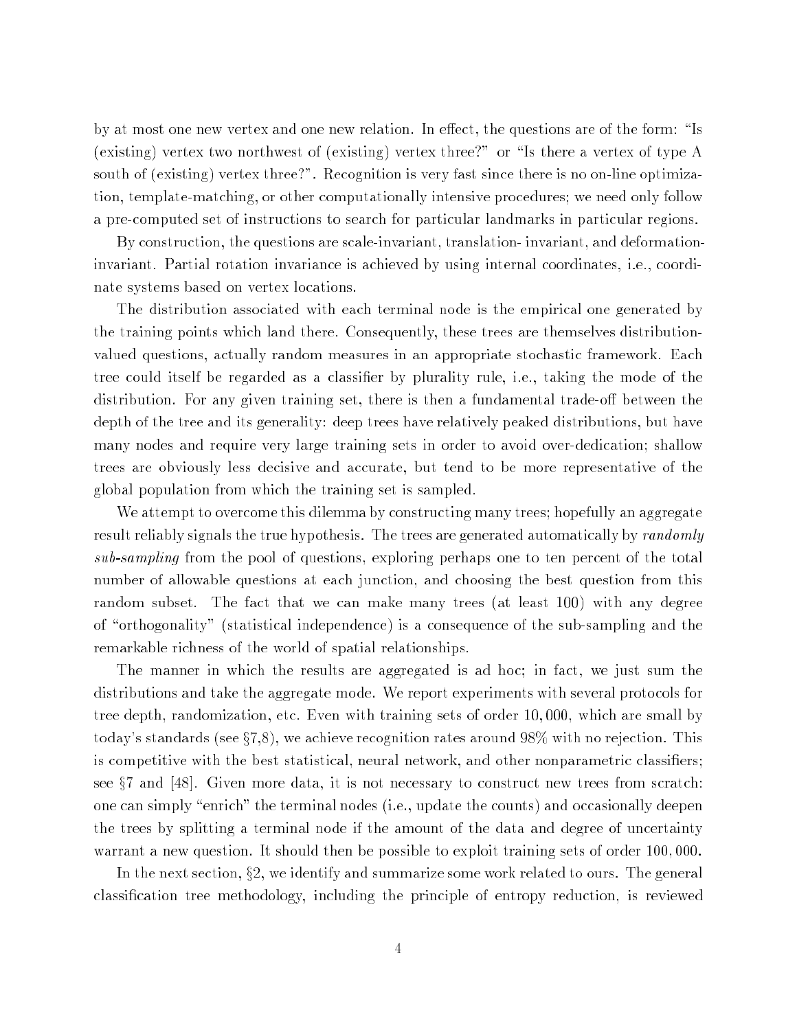by at most one new vertex and one new relation. In effect, the questions are of the form: "Is (existing) vertex two northwest of (existing) vertex three?" or "Is there a vertex of type A south of (existing) vertex three?". Recognition is very fast since there is no on-line optimization, template-matching, or other computationally intensive procedures; we need only follow a pre-computed set of instructions to search for particular landmarks in particular regions.

By construction, the questions are scale-invariant, translation- invariant, and deformation-invariant. Partial rotation invariance is achieved by using internal coordinates, i.e., coordinate systems based on vertex locations.

The distribution associated with each terminal node is the empirical one generated by the training points which land there. Consequently, these trees are themselves distribution-valued questions, actually random measures in an appropriate stochastic framework. Each tree could itself be regarded as a classifier by plurality rule, i.e., taking the mode of the distribution. For any given training set, there is then a fundamental trade-off between the depth of the tree and its generality: deep trees have relatively peaked distributions, but have many nodes and require very large training sets in order to avoid over-dedication; shallow trees are obviously less decisive and accurate, but tend to be more representative of the global population from which the training set is sampled.

We attempt to overcome this dilemma by constructing many trees; hopefully an aggregate result reliably signals the true hypothesis. The trees are generated automatically by *randomly sub-sampling* from the pool of questions, exploring perhaps one to ten percent of the total number of allowable questions at each junction, and choosing the best question from this random subset. The fact that we can make many trees (at least 100) with any degree of "orthogonality" (statistical independence) is a consequence of the sub-sampling and the remarkable richness of the world of spatial relationships.

The manner in which the results are aggregated is ad hoc; in fact, we just sum the distributions and take the aggregate mode. We report experiments with several protocols for tree depth, randomization, etc. Even with training sets of order 10,000, which are small by today's standards (see §7,8), we achieve recognition rates around 98% with no rejection. This is competitive with the best statistical, neural network, and other nonparametric classifiers; see §7 and [48]. Given more data, it is not necessary to construct new trees from scratch: one can simply "enrich" the terminal nodes (i.e., update the counts) and occasionally deepen the trees by splitting a terminal node if the amount of the data and degree of uncertainty warrant a new question. It should then be possible to exploit training sets of order 100,000.

In the next section, §2, we identify and summarize some work related to ours. The general classification tree methodology, including the principle of entropy reduction, is reviewed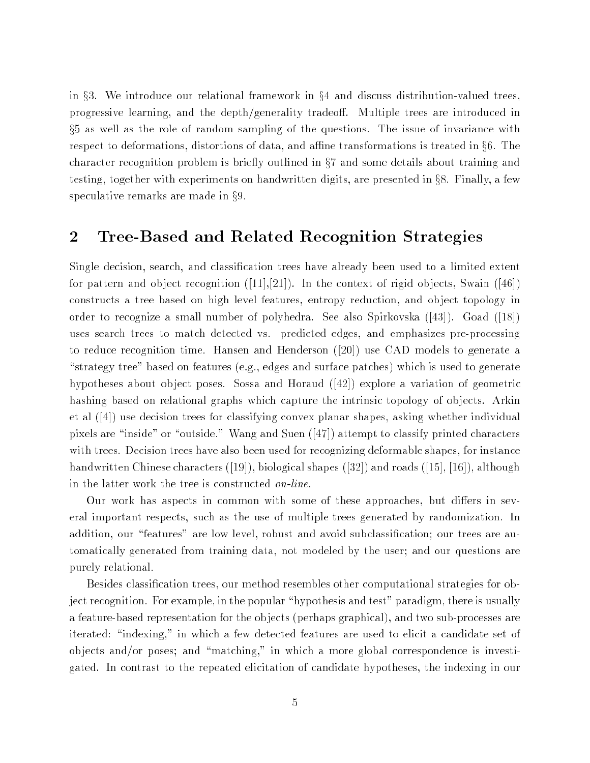in §3. We introduce our relational framework in §4 and discuss distribution-valued trees, progressive learning, and the depth/generality tradeoff. Multiple trees are introduced in §5 as well as the role of random sampling of the questions. The issue of invariance with respect to deformations, distortions of data, and affine transformations is treated in §6. The character recognition problem is briefly outlined in §7 and some details about training and testing, together with experiments on handwritten digits, are presented in §8. Finally, a few speculative remarks are made in §9.

## 2 Tree-Based and Related Recognition Strategies

Single decision, search, and classification trees have already been used to a limited extent for pattern and object recognition ([11],[21]). In the context of rigid objects, Swain ([46]) constructs a tree based on high level features, entropy reduction, and object topology in order to recognize a small number of polyhedra. See also Spirkovska ([43]). Goad ([18]) uses search trees to match detected vs. predicted edges, and emphasizes pre-processing to reduce recognition time. Hansen and Henderson ([20]) use CAD models to generate a "strategy tree" based on features (e.g., edges and surface patches) which is used to generate hypotheses about object poses. Sossa and Horaud ([42]) explore a variation of geometric hashing based on relational graphs which capture the intrinsic topology of objects. Arkin et al ([4]) use decision trees for classifying convex planar shapes, asking whether individual pixels are "inside" or "outside." Wang and Suen ([47]) attempt to classify printed characters with trees. Decision trees have also been used for recognizing deformable shapes, for instance handwritten Chinese characters ([19]), biological shapes ([32]) and roads ([15], [16]), although in the latter work the tree is constructed *on-line*.

Our work has aspects in common with some of these approaches, but differs in several important respects, such as the use of multiple trees generated by randomization. In addition, our "features" are low level, robust and avoid subclassification; our trees are automatically generated from training data, not modeled by the user; and our questions are purely relational.

Besides classification trees, our method resembles other computational strategies for object recognition. For example, in the popular "hypothesis and test" paradigm, there is usually a feature-based representation for the objects (perhaps graphical), and two sub-processes are iterated: "indexing," in which a few detected features are used to elicit a candidate set of objects and/or poses; and "matching," in which a more global correspondence is investigated. In contrast to the repeated elicitation of candidate hypotheses, the indexing in our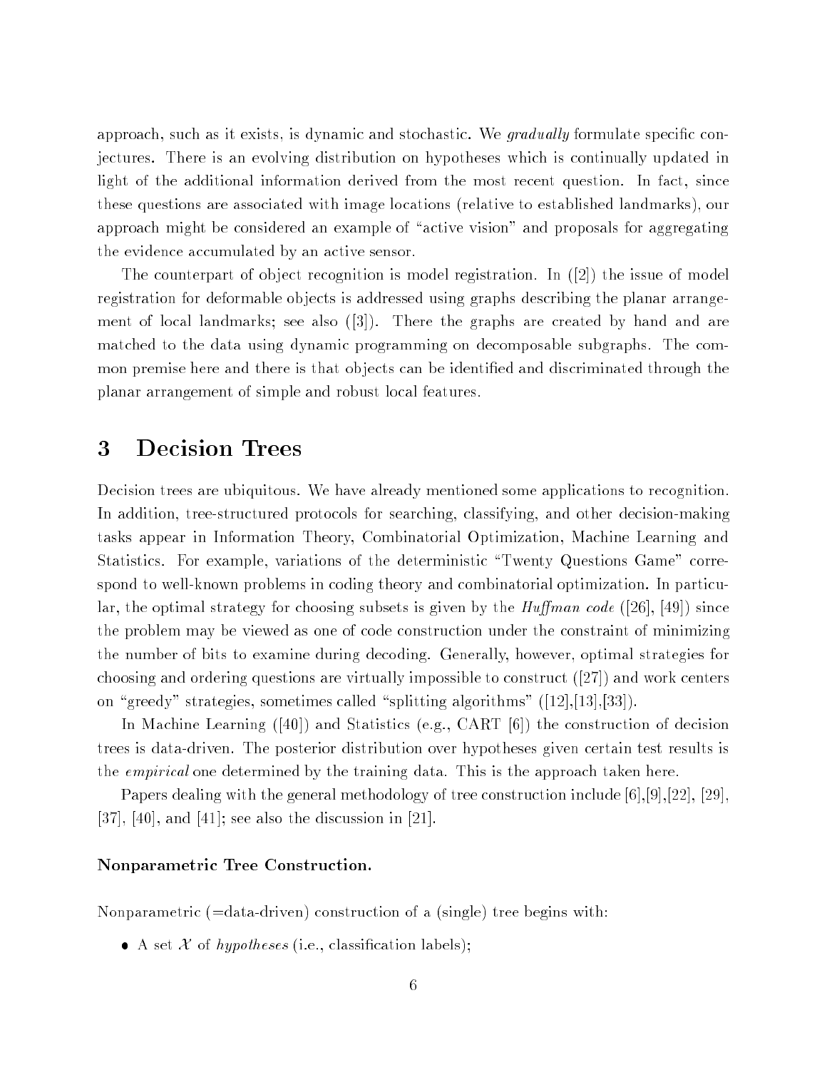approach, such as it exists, is dynamic and stochastic. We *gradually* formulate specific conjectures. There is an evolving distribution on hypotheses which is continually updated in light of the additional information derived from the most recent question. In fact, since these questions are associated with image locations (relative to established landmarks), our approach might be considered an example of "active vision" and proposals for aggregating the evidence accumulated by an active sensor.

The counterpart of object recognition is model registration. In ([2]) the issue of model registration for deformable objects is addressed using graphs describing the planar arrangement of local landmarks; see also ([3]). There the graphs are created by hand and are matched to the data using dynamic programming on decomposable subgraphs. The common premise here and there is that objects can be identified and discriminated through the planar arrangement of simple and robust local features.

# 3 Decision Trees

Decision trees are ubiquitous. We have already mentioned some applications to recognition. In addition, tree-structured protocols for searching, classifying, and other decision-making tasks appear in Information Theory, Combinatorial Optimization, Machine Learning and Statistics. For example, variations of the deterministic "Twenty Questions Game" correspond to well-known problems in coding theory and combinatorial optimization. In particular, the optimal strategy for choosing subsets is given by the *Huffman code* ([26], [49]) since the problem may be viewed as one of code construction under the constraint of minimizing the number of bits to examine during decoding. Generally, however, optimal strategies for choosing and ordering questions are virtually impossible to construct ([27]) and work centers on "greedy" strategies, sometimes called "splitting algorithms" ([12],[13],[33]).

In Machine Learning ([40]) and Statistics (e.g., CART [6]) the construction of decision trees is data-driven. The posterior distribution over hypotheses given certain test results is the *empirical* one determined by the training data. This is the approach taken here.

Papers dealing with the general methodology of tree construction include [6],[9],[22], [29], [37], [40], and [41]; see also the discussion in [21].

### Nonparametric Tree Construction.

Nonparametric (=data-driven) construction of a (single) tree begins with:

- A set $\mathcal{X}$ of *hypotheses* (i.e., classification labels);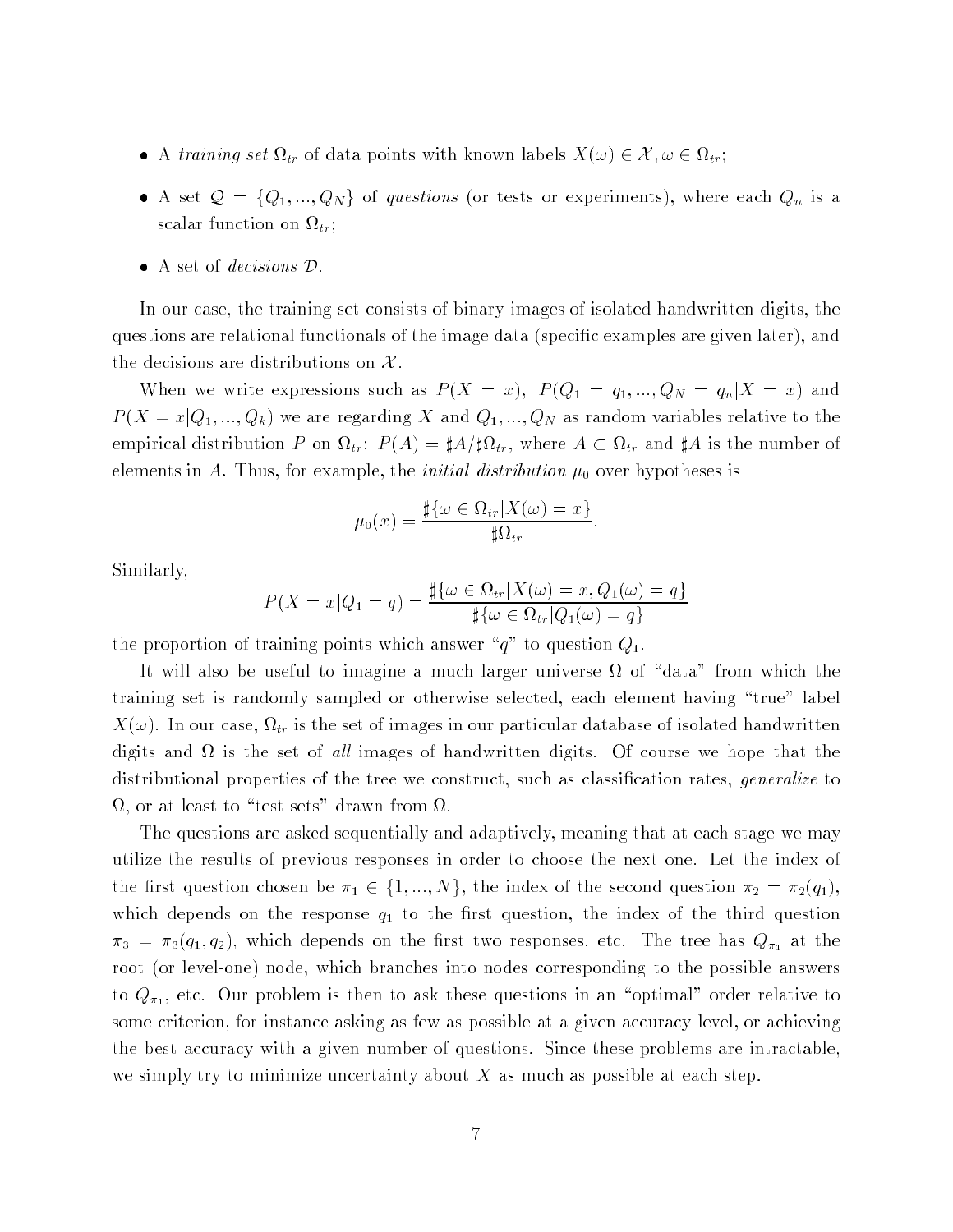- A *training set* $\Omega_{tr}$ of data points with known labels $X(\omega) \in \mathcal{X}, \omega \in \Omega_{tr}$;
- A set $\mathcal{Q} = \{Q_1, ..., Q_N\}$ of *questions* (or tests or experiments), where each $Q_n$ is a scalar function on $\Omega_{tr}$;
- A set of *decisions* $\mathcal{D}$.

In our case, the training set consists of binary images of isolated handwritten digits, the questions are relational functionals of the image data (specific examples are given later), and the decisions are distributions on $\mathcal{X}$.

When we write expressions such as $P(X = x)$, $P(Q_1 = q_1, ..., Q_N = q_n | X = x)$ and $P(X = x | Q_1, ..., Q_k)$ we are regarding $X$ and $Q_1, ..., Q_N$ as random variables relative to the empirical distribution $P$ on $\Omega_{tr}$: $P(A) = \sharp A / \sharp \Omega_{tr}$, where $A \subset \Omega_{tr}$ and $\sharp A$ is the number of elements in $A$. Thus, for example, the *initial distribution* $\mu_0$ over hypotheses is

$$\mu_0(x) = \frac{\sharp\{\omega \in \Omega_{tr} | X(\omega) = x\}}{\sharp \Omega_{tr}}.$$

Similarly,

$$P(X = x | Q_1 = q) = \frac{\sharp\{\omega \in \Omega_{tr} | X(\omega) = x, Q_1(\omega) = q\}}{\sharp\{\omega \in \Omega_{tr} | Q_1(\omega) = q\}}$$

the proportion of training points which answer "$q$" to question $Q_1$.

It will also be useful to imagine a much larger universe $\Omega$ of "data" from which the training set is randomly sampled or otherwise selected, each element having "true" label $X(\omega)$. In our case, $\Omega_{tr}$ is the set of images in our particular database of isolated handwritten digits and $\Omega$ is the set of *all* images of handwritten digits. Of course we hope that the distributional properties of the tree we construct, such as classification rates, *generalize* to $\Omega$, or at least to "test sets" drawn from $\Omega$.

The questions are asked sequentially and adaptively, meaning that at each stage we may utilize the results of previous responses in order to choose the next one. Let the index of the first question chosen be $\pi_1 \in \{1, ..., N\}$, the index of the second question $\pi_2 = \pi_2(q_1)$, which depends on the response $q_1$ to the first question, the index of the third question $\pi_3 = \pi_3(q_1, q_2)$, which depends on the first two responses, etc. The tree has $Q_{\pi_1}$ at the root (or level-one) node, which branches into nodes corresponding to the possible answers to $Q_{\pi_1}$, etc. Our problem is then to ask these questions in an "optimal" order relative to some criterion, for instance asking as few as possible at a given accuracy level, or achieving the best accuracy with a given number of questions. Since these problems are intractable, we simply try to minimize uncertainty about $X$ as much as possible at each step.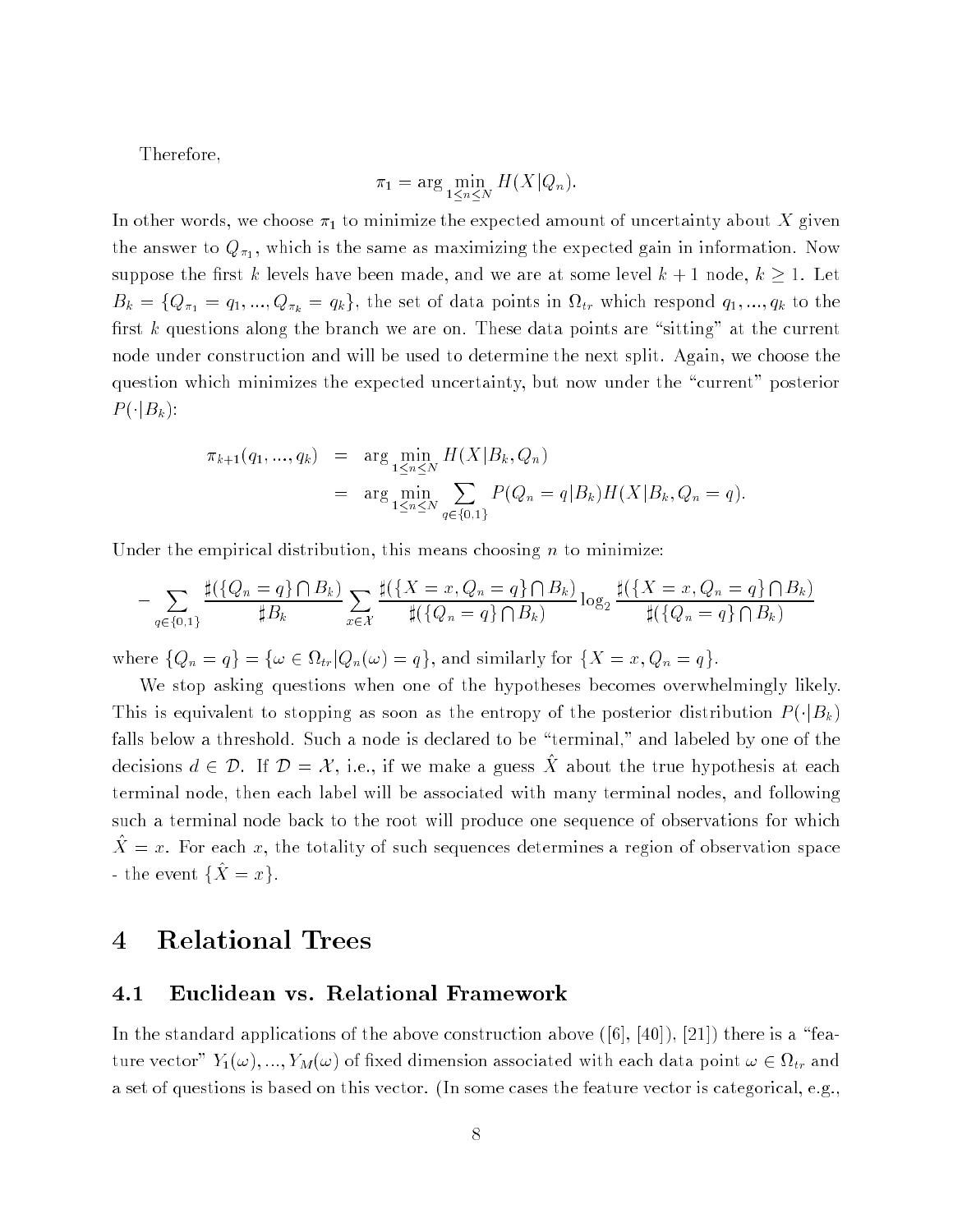Therefore,

$$\pi_1 = \arg \min_{1 \leq n \leq N} H(X|Q_n).$$

In other words, we choose $\pi_1$ to minimize the expected amount of uncertainty about $X$ given the answer to $Q_{\pi_1}$, which is the same as maximizing the expected gain in information. Now suppose the first $k$ levels have been made, and we are at some level $k+1$ node, $k \geq 1$. Let $B_k = \{Q_{\pi_1} = q_1, ..., Q_{\pi_k} = q_k\}$, the set of data points in $\Omega_{tr}$ which respond $q_1, ..., q_k$ to the first $k$ questions along the branch we are on. These data points are "sitting" at the current node under construction and will be used to determine the next split. Again, we choose the question which minimizes the expected uncertainty, but now under the "current" posterior $P(\cdot|B_k)$:

$$\begin{aligned}
\pi_{k+1}(q_1, ..., q_k) &= \arg \min_{1 \leq n \leq N} H(X|B_k, Q_n) \\
&= \arg \min_{1 \leq n \leq N} \sum_{q \in \{0,1\}} P(Q_n = q|B_k) H(X|B_k, Q_n = q).
\end{aligned}$$

Under the empirical distribution, this means choosing $n$ to minimize:

$$-\sum_{q \in \{0,1\}} \frac{\sharp(\{Q_n = q\} \bigcap B_k)}{\sharp B_k} \sum_{x \in \mathcal{X}} \frac{\sharp(\{X = x, Q_n = q\} \bigcap B_k)}{\sharp(\{Q_n = q\} \bigcap B_k)} \log_2 \frac{\sharp(\{X = x, Q_n = q\} \bigcap B_k)}{\sharp(\{Q_n = q\} \bigcap B_k)}$$

where $\{Q_n = q\} = \{\omega \in \Omega_{tr} | Q_n(\omega) = q\}$, and similarly for $\{X = x, Q_n = q\}$.

We stop asking questions when one of the hypotheses becomes overwhelmingly likely. This is equivalent to stopping as soon as the entropy of the posterior distribution $P(\cdot|B_k)$ falls below a threshold. Such a node is declared to be "terminal," and labeled by one of the decisions $d \in \mathcal{D}$. If $\mathcal{D} = \mathcal{X}$, i.e., if we make a guess $\hat{X}$ about the true hypothesis at each terminal node, then each label will be associated with many terminal nodes, and following such a terminal node back to the root will produce one sequence of observations for which $\hat{X} = x$. For each $x$, the totality of such sequences determines a region of observation space - the event $\{\hat{X} = x\}$.

# 4 Relational Trees

## 4.1 Euclidean vs. Relational Framework

In the standard applications of the above construction above ([6], [40]), [21]) there is a "feature vector" $Y_1(\omega), ..., Y_M(\omega)$ of fixed dimension associated with each data point $\omega \in \Omega_{tr}$ and a set of questions is based on this vector. (In some cases the feature vector is categorical, e.g.,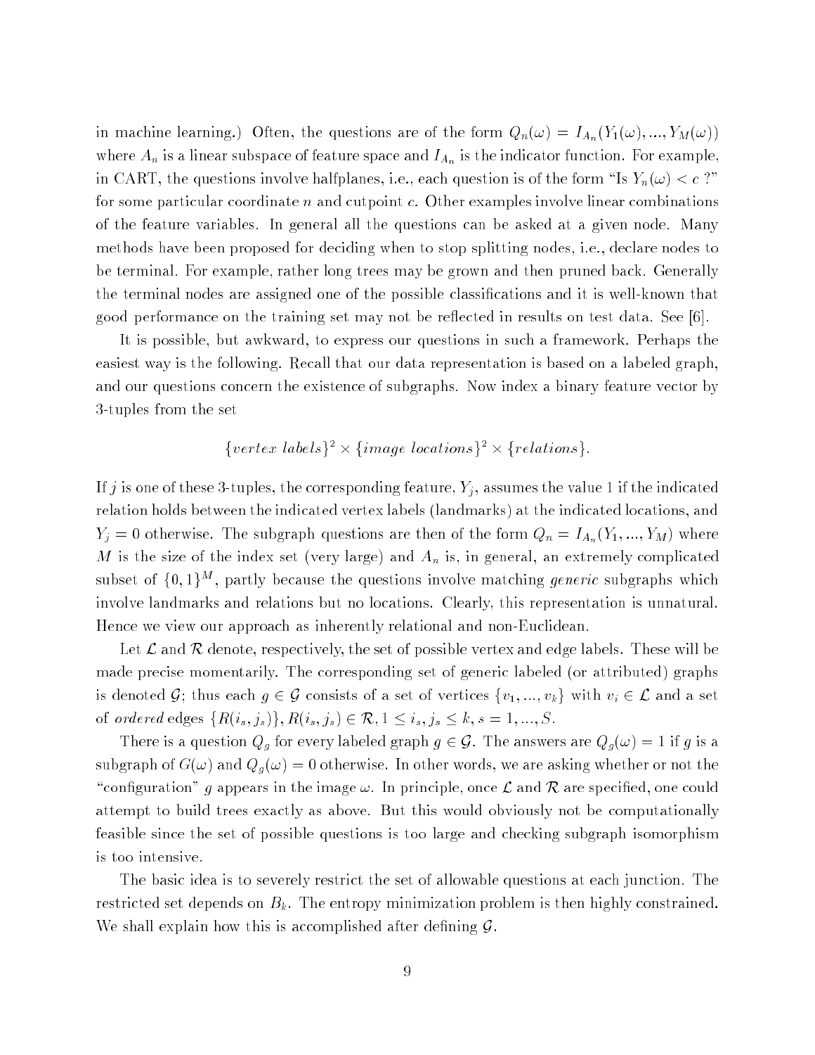in machine learning.) Often, the questions are of the form $Q_n(\omega) = I_{A_n}(Y_1(\omega), ..., Y_M(\omega))$ where $A_n$ is a linear subspace of feature space and $I_{A_n}$ is the indicator function. For example, in CART, the questions involve halfplanes, i.e., each question is of the form "Is $Y_n(\omega) < c$ ?" for some particular coordinate $n$ and cutpoint $c$. Other examples involve linear combinations of the feature variables. In general all the questions can be asked at a given node. Many methods have been proposed for deciding when to stop splitting nodes, i.e., declare nodes to be terminal. For example, rather long trees may be grown and then pruned back. Generally the terminal nodes are assigned one of the possible classifications and it is well-known that good performance on the training set may not be reflected in results on test data. See [6].

It is possible, but awkward, to express our questions in such a framework. Perhaps the easiest way is the following. Recall that our data representation is based on a labeled graph, and our questions concern the existence of subgraphs. Now index a binary feature vector by 3-tuples from the set

$$\{vertex\ labels\}^2 \times \{image\ locations\}^2 \times \{relations\}.$$

If $j$ is one of these 3-tuples, the corresponding feature, $Y_j$, assumes the value 1 if the indicated relation holds between the indicated vertex labels (landmarks) at the indicated locations, and $Y_j = 0$ otherwise. The subgraph questions are then of the form $Q_n = I_{A_n}(Y_1, ..., Y_M)$ where $M$ is the size of the index set (very large) and $A_n$ is, in general, an extremely complicated subset of $\{0,1\}^M$, partly because the questions involve matching *generic* subgraphs which involve landmarks and relations but no locations. Clearly, this representation is unnatural. Hence we view our approach as inherently relational and non-Euclidean.

Let $\mathcal{L}$ and $\mathcal{R}$ denote, respectively, the set of possible vertex and edge labels. These will be made precise momentarily. The corresponding set of generic labeled (or attributed) graphs is denoted $\mathcal{G}$; thus each $g \in \mathcal{G}$ consists of a set of vertices $\{v_1, ..., v_k\}$ with $v_i \in \mathcal{L}$ and a set of *ordered* edges $\{R(i_s, j_s)\}, R(i_s, j_s) \in \mathcal{R}, 1 \leq i_s, j_s \leq k, s = 1, ..., S$.

There is a question $Q_g$ for every labeled graph $g \in \mathcal{G}$. The answers are $Q_g(\omega) = 1$ if $g$ is a subgraph of $G(\omega)$ and $Q_g(\omega) = 0$ otherwise. In other words, we are asking whether or not the "configuration" $g$ appears in the image $\omega$. In principle, once $\mathcal{L}$ and $\mathcal{R}$ are specified, one could attempt to build trees exactly as above. But this would obviously not be computationally feasible since the set of possible questions is too large and checking subgraph isomorphism is too intensive.

The basic idea is to severely restrict the set of allowable questions at each junction. The restricted set depends on $B_k$. The entropy minimization problem is then highly constrained. We shall explain how this is accomplished after defining $\mathcal{G}$.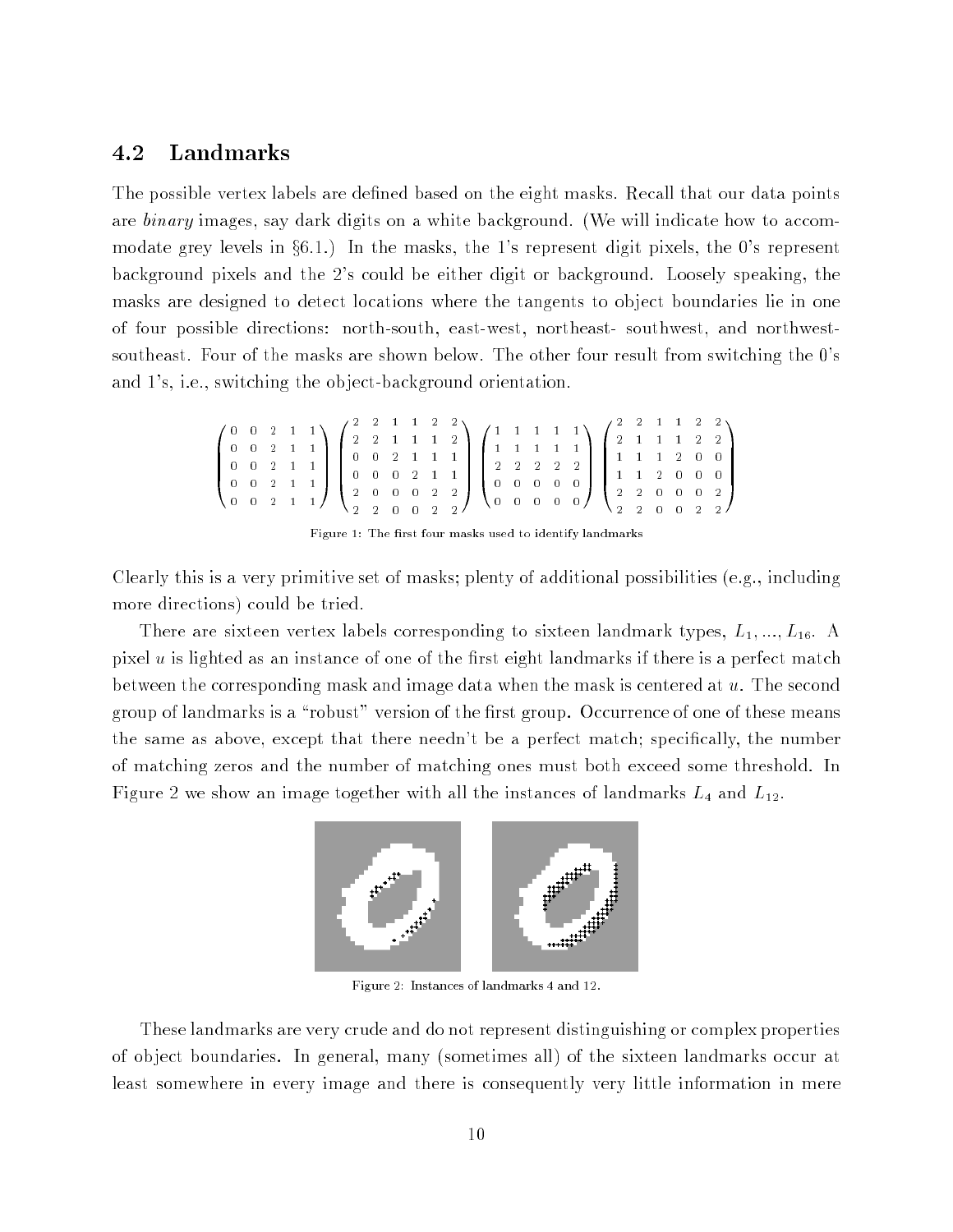## 4.2 Landmarks

The possible vertex labels are defined based on the eight masks. Recall that our data points are *binary* images, say dark digits on a white background. (We will indicate how to accommodate grey levels in §6.1.) In the masks, the 1's represent digit pixels, the 0's represent background pixels and the 2's could be either digit or background. Loosely speaking, the masks are designed to detect locations where the tangents to object boundaries lie in one of four possible directions: north-south, east-west, northeast- southwest, and northwest-southeast. Four of the masks are shown below. The other four result from switching the 0's and 1's, i.e., switching the object-background orientation.

$$
\begin{pmatrix}
0 & 0 & 2 & 1 & 1 \\
0 & 0 & 2 & 1 & 1 \\
0 & 0 & 2 & 1 & 1 \\
0 & 0 & 2 & 1 & 1 \\
0 & 0 & 2 & 1 & 1
\end{pmatrix}
\begin{pmatrix}
2 & 2 & 1 & 1 & 2 & 2 \\
2 & 2 & 1 & 1 & 1 & 2 \\
0 & 0 & 2 & 1 & 1 & 1 \\
0 & 0 & 0 & 2 & 1 & 1 \\
2 & 0 & 0 & 0 & 2 & 2 \\
2 & 2 & 0 & 0 & 2 & 2
\end{pmatrix}
\begin{pmatrix}
1 & 1 & 1 & 1 & 1 \\
1 & 1 & 1 & 1 & 1 \\
2 & 2 & 2 & 2 & 2 \\
0 & 0 & 0 & 0 & 0 \\
0 & 0 & 0 & 0 & 0
\end{pmatrix}
\begin{pmatrix}
2 & 2 & 1 & 1 & 2 & 2 \\
2 & 1 & 1 & 1 & 2 & 2 \\
1 & 1 & 1 & 2 & 0 & 0 \\
1 & 1 & 2 & 0 & 0 & 0 \\
2 & 2 & 0 & 0 & 0 & 2 \\
2 & 2 & 0 & 0 & 2 & 2
\end{pmatrix}
$$

Figure 1: The first four masks used to identify landmarks

Clearly this is a very primitive set of masks; plenty of additional possibilities (e.g., including more directions) could be tried.

There are sixteen vertex labels corresponding to sixteen landmark types, $L_1, ..., L_{16}$. A pixel $u$ is lighted as an instance of one of the first eight landmarks if there is a perfect match between the corresponding mask and image data when the mask is centered at $u$. The second group of landmarks is a "robust" version of the first group. Occurrence of one of these means the same as above, except that there needn't be a perfect match; specifically, the number of matching zeros and the number of matching ones must both exceed some threshold. In Figure 2 we show an image together with all the instances of landmarks $L_4$ and $L_{12}$.

Figure 2: Instances of landmarks 4 and 12.

These landmarks are very crude and do not represent distinguishing or complex properties of object boundaries. In general, many (sometimes all) of the sixteen landmarks occur at least somewhere in every image and there is consequently very little information in mere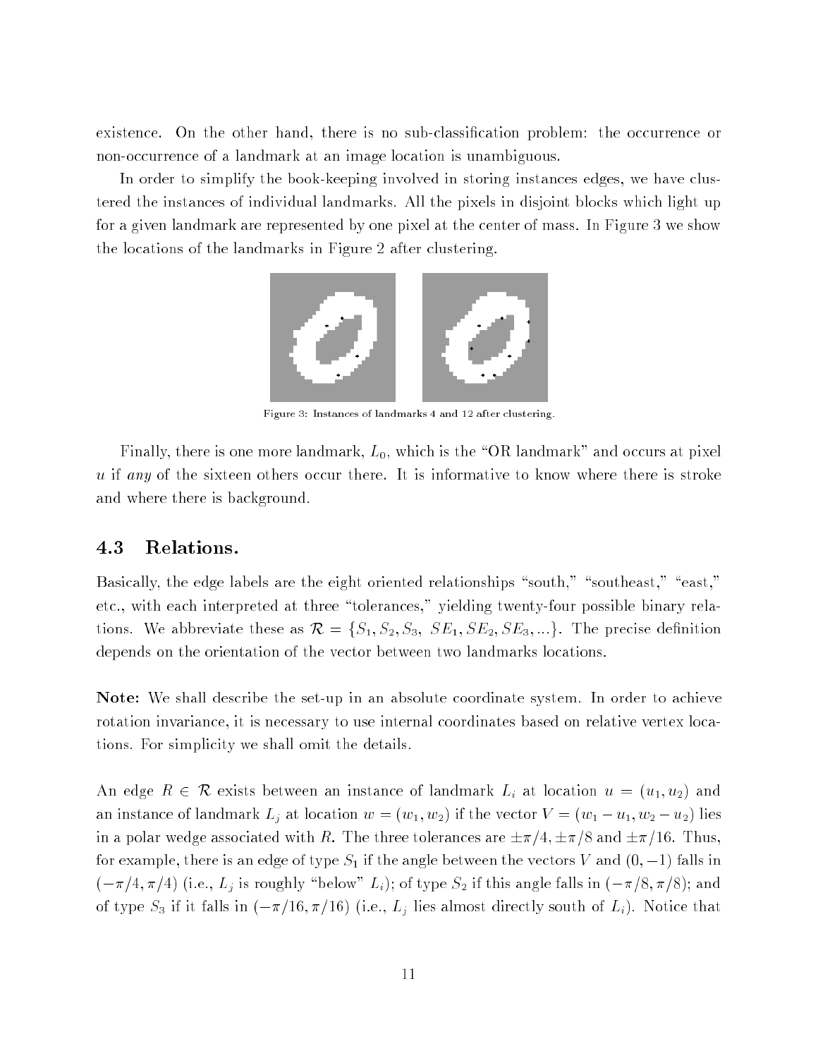existence. On the other hand, there is no sub-classification problem: the occurrence or non-occurrence of a landmark at an image location is unambiguous.

In order to simplify the book-keeping involved in storing instances edges, we have clustered the instances of individual landmarks. All the pixels in disjoint blocks which light up for a given landmark are represented by one pixel at the center of mass. In Figure 3 we show the locations of the landmarks in Figure 2 after clustering.

Figure 3: Instances of landmarks 4 and 12 after clustering.

Finally, there is one more landmark, $L_0$, which is the "OR landmark" and occurs at pixel $u$ if *any* of the sixteen others occur there. It is informative to know where there is stroke and where there is background.

### 4.3 Relations.

Basically, the edge labels are the eight oriented relationships "south," "southeast," "east," etc., with each interpreted at three "tolerances," yielding twenty-four possible binary relations. We abbreviate these as $\mathcal{R} = \{S_1, S_2, S_3, \ SE_1, SE_2, SE_3, ...\}$. The precise definition depends on the orientation of the vector between two landmarks locations.

**Note:** We shall describe the set-up in an absolute coordinate system. In order to achieve rotation invariance, it is necessary to use internal coordinates based on relative vertex locations. For simplicity we shall omit the details.

An edge $R \in \mathcal{R}$ exists between an instance of landmark $L_i$ at location $u = (u_1, u_2)$ and an instance of landmark $L_j$ at location $w = (w_1, w_2)$ if the vector $V = (w_1 - u_1, w_2 - u_2)$ lies in a polar wedge associated with $R$. The three tolerances are $\pm\pi/4, \pm\pi/8$ and $\pm\pi/16$. Thus, for example, there is an edge of type $S_1$ if the angle between the vectors $V$ and $(0, -1)$ falls in $(-\pi/4, \pi/4)$ (i.e., $L_j$ is roughly "below" $L_i$); of type $S_2$ if this angle falls in $(-\pi/8, \pi/8)$; and of type $S_3$ if it falls in $(-\pi/16, \pi/16)$ (i.e., $L_j$ lies almost directly south of $L_i$). Notice that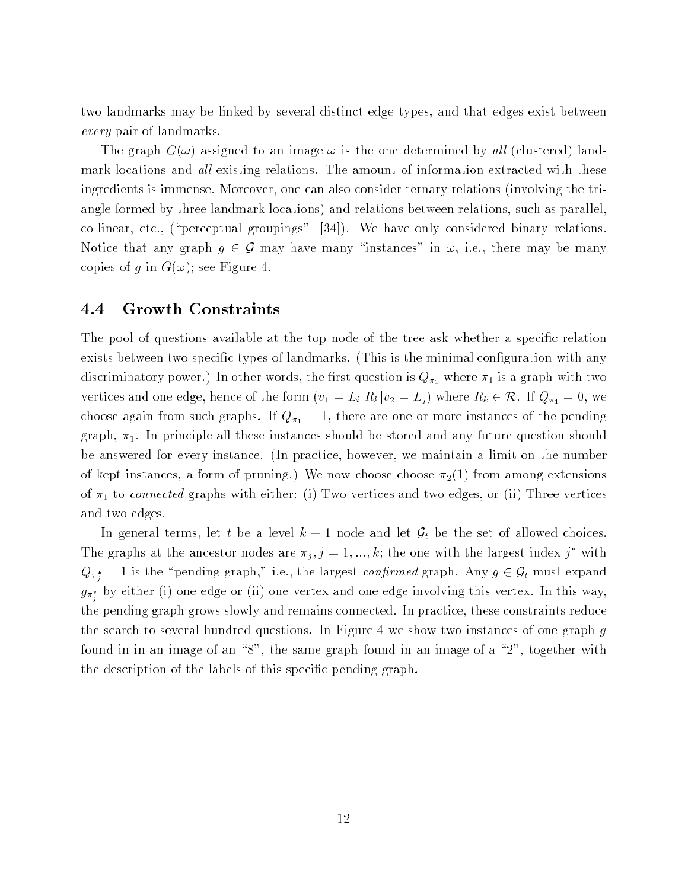two landmarks may be linked by several distinct edge types, and that edges exist between *every* pair of landmarks.

The graph $G(\omega)$ assigned to an image $\omega$ is the one determined by *all* (clustered) landmark locations and *all* existing relations. The amount of information extracted with these ingredients is immense. Moreover, one can also consider ternary relations (involving the triangle formed by three landmark locations) and relations between relations, such as parallel, co-linear, etc., ("perceptual groupings"- [34]). We have only considered binary relations. Notice that any graph $g \in \mathcal{G}$ may have many "instances" in $\omega$, i.e., there may be many copies of $g$ in $G(\omega)$; see Figure 4.

## 4.4 Growth Constraints

The pool of questions available at the top node of the tree ask whether a specific relation exists between two specific types of landmarks. (This is the minimal configuration with any discriminatory power.) In other words, the first question is $Q_{\pi_1}$ where $\pi_1$ is a graph with two vertices and one edge, hence of the form $(v_1 = L_i | R_k | v_2 = L_j)$ where $R_k \in \mathcal{R}$. If $Q_{\pi_1} = 0$, we choose again from such graphs. If $Q_{\pi_1} = 1$, there are one or more instances of the pending graph, $\pi_1$. In principle all these instances should be stored and any future question should be answered for every instance. (In practice, however, we maintain a limit on the number of kept instances, a form of pruning.) We now choose choose $\pi_2(1)$ from among extensions of $\pi_1$ to *connected* graphs with either: (i) Two vertices and two edges, or (ii) Three vertices and two edges.

In general terms, let $t$ be a level $k+1$ node and let $\mathcal{G}_t$ be the set of allowed choices. The graphs at the ancestor nodes are $\pi_j, j = 1, ..., k$; the one with the largest index $j^*$ with $Q_{\pi_j^*} = 1$ is the "pending graph," i.e., the largest *confirmed* graph. Any $g \in \mathcal{G}_t$ must expand $g_{\pi_j^*}$ by either (i) one edge or (ii) one vertex and one edge involving this vertex. In this way, the pending graph grows slowly and remains connected. In practice, these constraints reduce the search to several hundred questions. In Figure 4 we show two instances of one graph $g$ found in in an image of an "8", the same graph found in an image of a "2", together with the description of the labels of this specific pending graph.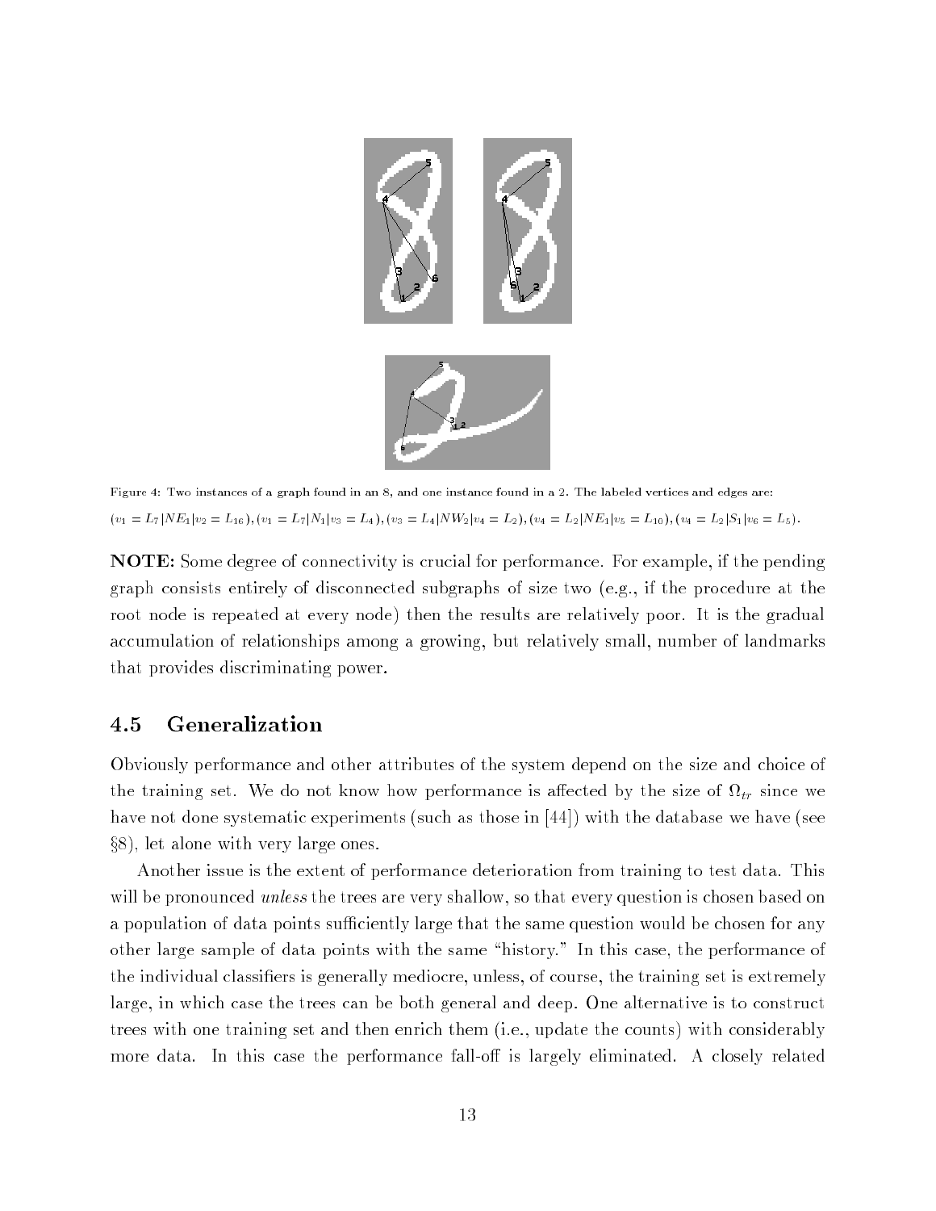Figure 4: Two instances of a graph found in an 8, and one instance found in a 2. The labeled vertices and edges are: $(v_1 = L_7|NE_1|v_2 = L_{16}), (v_1 = L_7|N_1|v_3 = L_4), (v_3 = L_4|NW_2|v_4 = L_2), (v_4 = L_2|NE_1|v_5 = L_{10}), (v_4 = L_2|S_1|v_6 = L_5)$.

**NOTE:** Some degree of connectivity is crucial for performance. For example, if the pending graph consists entirely of disconnected subgraphs of size two (e.g., if the procedure at the root node is repeated at every node) then the results are relatively poor. It is the gradual accumulation of relationships among a growing, but relatively small, number of landmarks that provides discriminating power.

## 4.5 Generalization

Obviously performance and other attributes of the system depend on the size and choice of the training set. We do not know how performance is affected by the size of $\Omega_{tr}$ since we have not done systematic experiments (such as those in [44]) with the database we have (see §8), let alone with very large ones.

Another issue is the extent of performance deterioration from training to test data. This will be pronounced *unless* the trees are very shallow, so that every question is chosen based on a population of data points sufficiently large that the same question would be chosen for any other large sample of data points with the same "history." In this case, the performance of the individual classifiers is generally mediocre, unless, of course, the training set is extremely large, in which case the trees can be both general and deep. One alternative is to construct trees with one training set and then enrich them (i.e., update the counts) with considerably more data. In this case the performance fall-off is largely eliminated. A closely related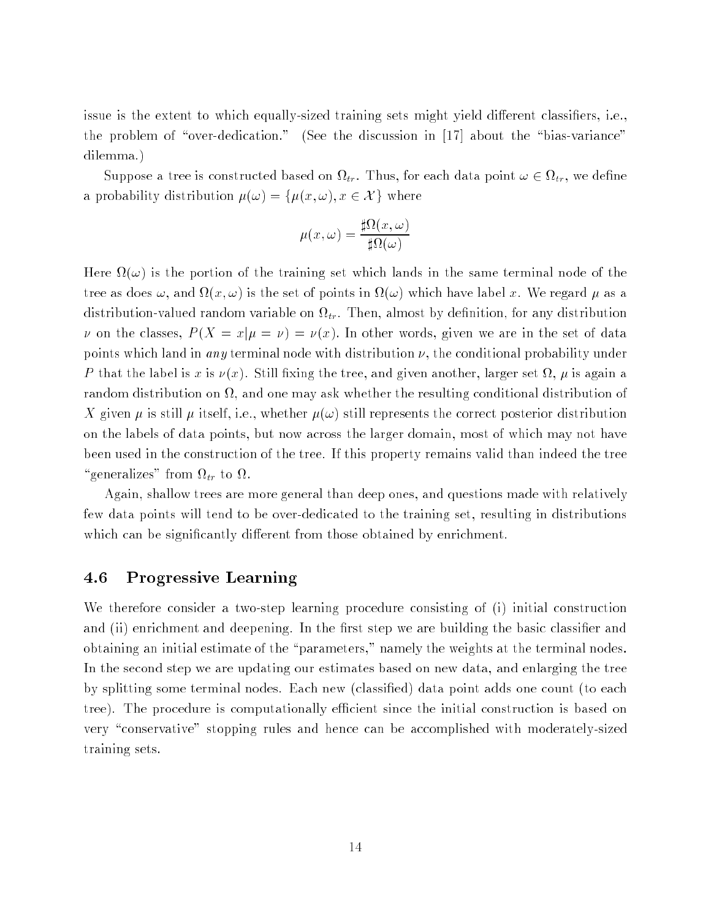issue is the extent to which equally-sized training sets might yield different classifiers, i.e., the problem of "over-dedication." (See the discussion in [17] about the "bias-variance" dilemma.)

Suppose a tree is constructed based on $\Omega_{tr}$. Thus, for each data point $\omega \in \Omega_{tr}$, we define a probability distribution $\mu(\omega) = \{\mu(x, \omega), x \in \mathcal{X}\}$ where

$$\mu(x, \omega) = \frac{\sharp\Omega(x, \omega)}{\sharp\Omega(\omega)}$$

Here $\Omega(\omega)$ is the portion of the training set which lands in the same terminal node of the tree as does $\omega$, and $\Omega(x, \omega)$ is the set of points in $\Omega(\omega)$ which have label $x$. We regard $\mu$ as a distribution-valued random variable on $\Omega_{tr}$. Then, almost by definition, for any distribution $\nu$ on the classes, $P(X = x|\mu = \nu) = \nu(x)$. In other words, given we are in the set of data points which land in *any* terminal node with distribution $\nu$, the conditional probability under $P$ that the label is $x$ is $\nu(x)$. Still fixing the tree, and given another, larger set $\Omega$, $\mu$ is again a random distribution on $\Omega$, and one may ask whether the resulting conditional distribution of $X$ given $\mu$ is still $\mu$ itself, i.e., whether $\mu(\omega)$ still represents the correct posterior distribution on the labels of data points, but now across the larger domain, most of which may not have been used in the construction of the tree. If this property remains valid than indeed the tree "generalizes" from $\Omega_{tr}$ to $\Omega$.

Again, shallow trees are more general than deep ones, and questions made with relatively few data points will tend to be over-dedicated to the training set, resulting in distributions which can be significantly different from those obtained by enrichment.

### 4.6 Progressive Learning

We therefore consider a two-step learning procedure consisting of (i) initial construction and (ii) enrichment and deepening. In the first step we are building the basic classifier and obtaining an initial estimate of the "parameters," namely the weights at the terminal nodes. In the second step we are updating our estimates based on new data, and enlarging the tree by splitting some terminal nodes. Each new (classified) data point adds one count (to each tree). The procedure is computationally efficient since the initial construction is based on very "conservative" stopping rules and hence can be accomplished with moderately-sized training sets.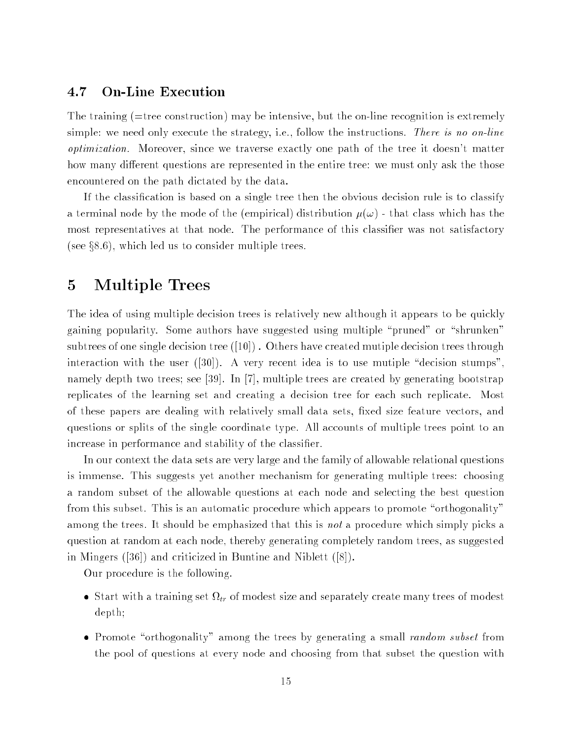### 4.7 On-Line Execution

The training (=tree construction) may be intensive, but the on-line recognition is extremely simple: we need only execute the strategy, i.e., follow the instructions. *There is no on-line optimization.* Moreover, since we traverse exactly one path of the tree it doesn't matter how many different questions are represented in the entire tree: we must only ask the those encountered on the path dictated by the data.

If the classification is based on a single tree then the obvious decision rule is to classify a terminal node by the mode of the (empirical) distribution $\mu(\omega)$ - that class which has the most representatives at that node. The performance of this classifier was not satisfactory (see §8.6), which led us to consider multiple trees.

## 5 Multiple Trees

The idea of using multiple decision trees is relatively new although it appears to be quickly gaining popularity. Some authors have suggested using multiple "pruned" or "shrunken" subtrees of one single decision tree ([10]) . Others have created mutiple decision trees through interaction with the user ([30]). A very recent idea is to use mutiple "decision stumps", namely depth two trees; see [39]. In [7], multiple trees are created by generating bootstrap replicates of the learning set and creating a decision tree for each such replicate. Most of these papers are dealing with relatively small data sets, fixed size feature vectors, and questions or splits of the single coordinate type. All accounts of multiple trees point to an increase in performance and stability of the classifier.

In our context the data sets are very large and the family of allowable relational questions is immense. This suggests yet another mechanism for generating multiple trees: choosing a random subset of the allowable questions at each node and selecting the best question from this subset. This is an automatic procedure which appears to promote "orthogonality" among the trees. It should be emphasized that this is *not* a procedure which simply picks a question at random at each node, thereby generating completely random trees, as suggested in Mingers ([36]) and criticized in Buntine and Niblett ([8]).

Our procedure is the following.

- Start with a training set $\Omega_{tr}$ of modest size and separately create many trees of modest depth;
- Promote "orthogonality" among the trees by generating a small *random subset* from the pool of questions at every node and choosing from that subset the question with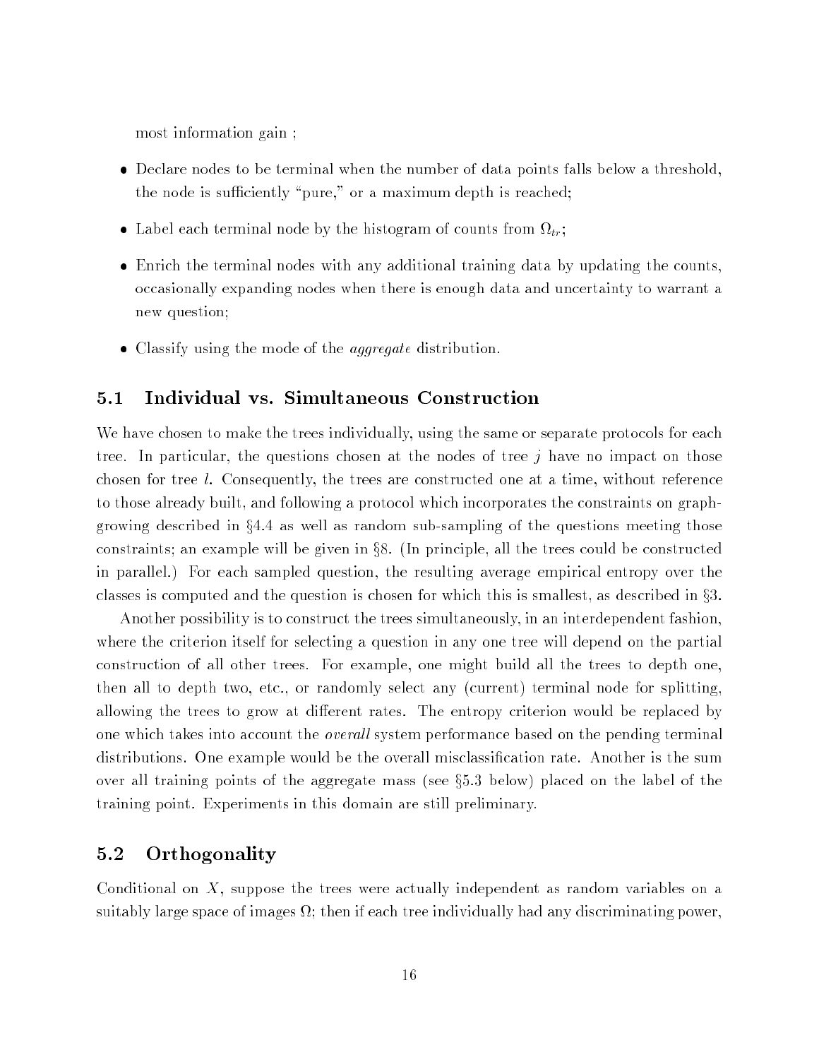most information gain ;

- Declare nodes to be terminal when the number of data points falls below a threshold, the node is sufficiently "pure," or a maximum depth is reached;
- Label each terminal node by the histogram of counts from $\Omega_{tr}$;
- Enrich the terminal nodes with any additional training data by updating the counts, occasionally expanding nodes when there is enough data and uncertainty to warrant a new question;
- Classify using the mode of the *aggregate* distribution.

## 5.1 Individual vs. Simultaneous Construction

We have chosen to make the trees individually, using the same or separate protocols for each tree. In particular, the questions chosen at the nodes of tree $j$ have no impact on those chosen for tree $l$. Consequently, the trees are constructed one at a time, without reference to those already built, and following a protocol which incorporates the constraints on graph-growing described in §4.4 as well as random sub-sampling of the questions meeting those constraints; an example will be given in §8. (In principle, all the trees could be constructed in parallel.) For each sampled question, the resulting average empirical entropy over the classes is computed and the question is chosen for which this is smallest, as described in §3.

Another possibility is to construct the trees simultaneously, in an interdependent fashion, where the criterion itself for selecting a question in any one tree will depend on the partial construction of all other trees. For example, one might build all the trees to depth one, then all to depth two, etc., or randomly select any (current) terminal node for splitting, allowing the trees to grow at different rates. The entropy criterion would be replaced by one which takes into account the *overall* system performance based on the pending terminal distributions. One example would be the overall misclassification rate. Another is the sum over all training points of the aggregate mass (see §5.3 below) placed on the label of the training point. Experiments in this domain are still preliminary.

## 5.2 Orthogonality

Conditional on $X$, suppose the trees were actually independent as random variables on a suitably large space of images $\Omega$; then if each tree individually had any discriminating power,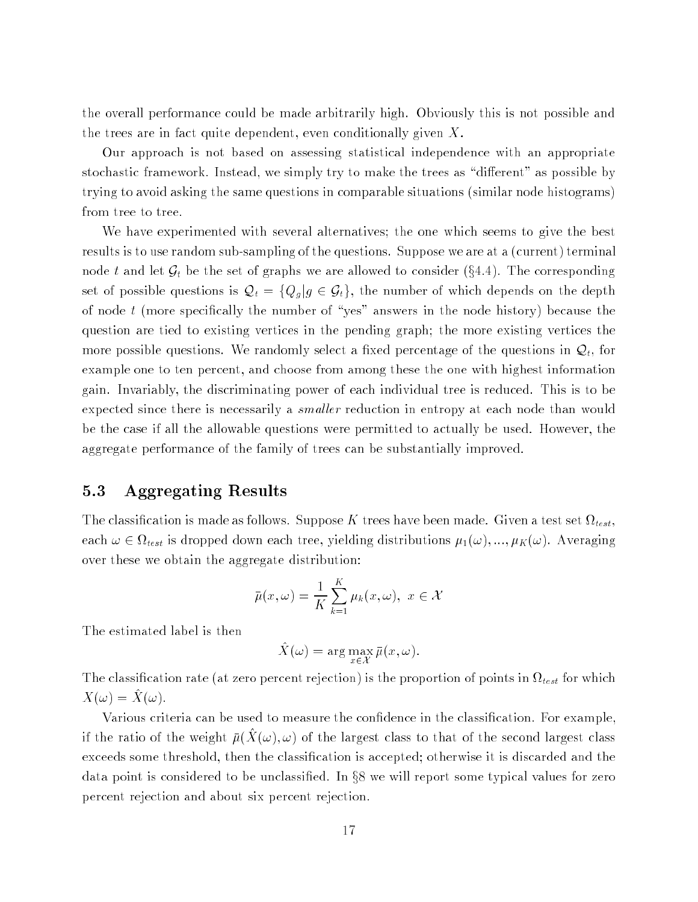the overall performance could be made arbitrarily high. Obviously this is not possible and the trees are in fact quite dependent, even conditionally given $X$.

Our approach is not based on assessing statistical independence with an appropriate stochastic framework. Instead, we simply try to make the trees as "different" as possible by trying to avoid asking the same questions in comparable situations (similar node histograms) from tree to tree.

We have experimented with several alternatives; the one which seems to give the best results is to use random sub-sampling of the questions. Suppose we are at a (current) terminal node $t$ and let $\mathcal{G}_t$ be the set of graphs we are allowed to consider (§4.4). The corresponding set of possible questions is $\mathcal{Q}_t = \{Q_g | g \in \mathcal{G}_t\}$, the number of which depends on the depth of node $t$ (more specifically the number of "yes" answers in the node history) because the question are tied to existing vertices in the pending graph; the more existing vertices the more possible questions. We randomly select a fixed percentage of the questions in $\mathcal{Q}_t$, for example one to ten percent, and choose from among these the one with highest information gain. Invariably, the discriminating power of each individual tree is reduced. This is to be expected since there is necessarily a *smaller* reduction in entropy at each node than would be the case if all the allowable questions were permitted to actually be used. However, the aggregate performance of the family of trees can be substantially improved.

## 5.3 Aggregating Results

The classification is made as follows. Suppose $K$ trees have been made. Given a test set $\Omega_{test}$, each $\omega \in \Omega_{test}$ is dropped down each tree, yielding distributions $\mu_1(\omega), ..., \mu_K(\omega)$. Averaging over these we obtain the aggregate distribution:

$$\bar{\mu}(x, \omega) = \frac{1}{K} \sum_{k=1}^{K} \mu_k(x, \omega), \;\; x \in \mathcal{X}$$

The estimated label is then

$$\hat{X}(\omega) = \arg\max_{x \in \mathcal{X}} \bar{\mu}(x, \omega).$$

The classification rate (at zero percent rejection) is the proportion of points in $\Omega_{test}$ for which $X(\omega) = \hat{X}(\omega)$.

Various criteria can be used to measure the confidence in the classification. For example, if the ratio of the weight $\bar{\mu}(\hat{X}(\omega), \omega)$ of the largest class to that of the second largest class exceeds some threshold, then the classification is accepted; otherwise it is discarded and the data point is considered to be unclassified. In §8 we will report some typical values for zero percent rejection and about six percent rejection.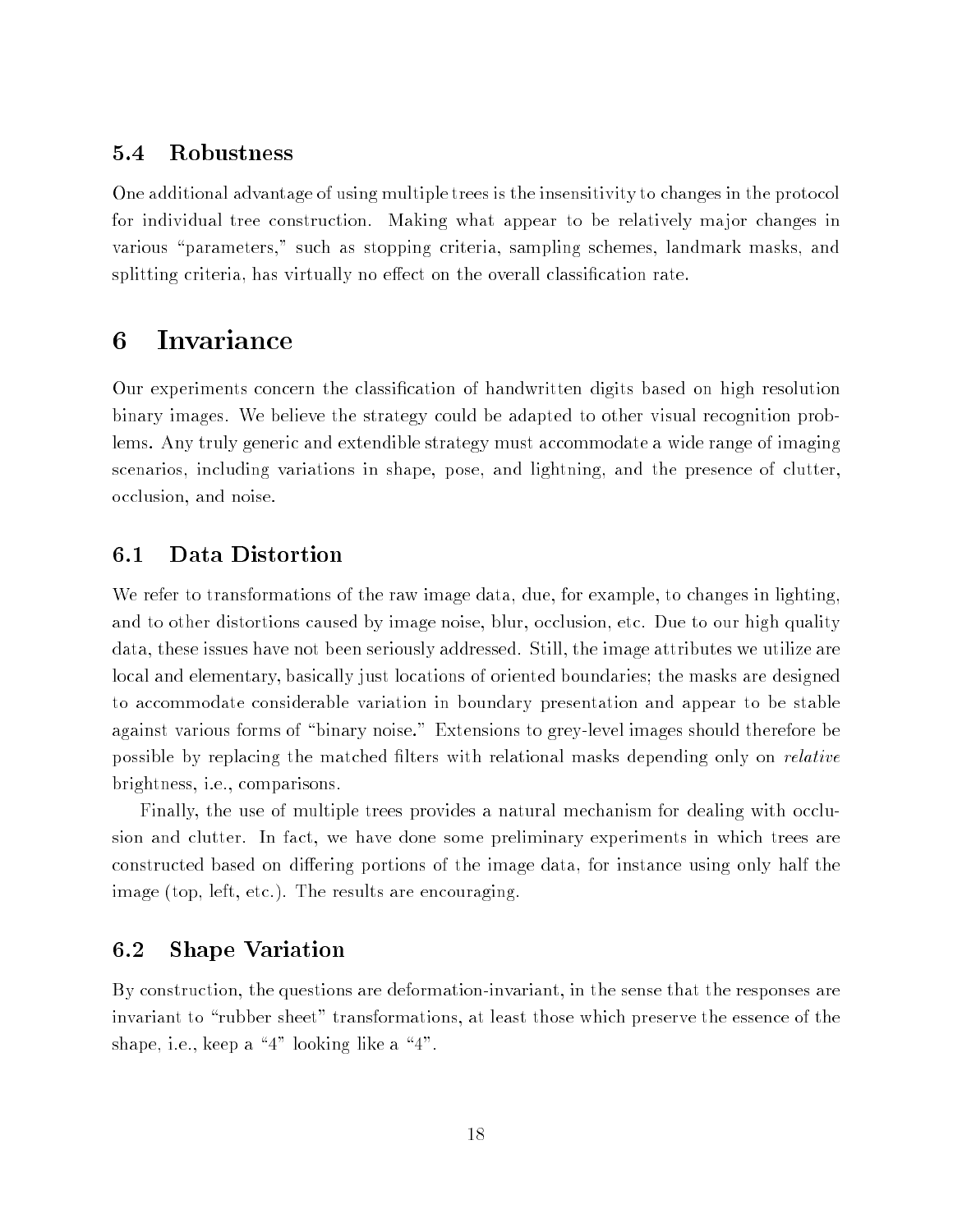### 5.4 Robustness

One additional advantage of using multiple trees is the insensitivity to changes in the protocol for individual tree construction. Making what appear to be relatively major changes in various "parameters," such as stopping criteria, sampling schemes, landmark masks, and splitting criteria, has virtually no effect on the overall classification rate.

## 6 Invariance

Our experiments concern the classification of handwritten digits based on high resolution binary images. We believe the strategy could be adapted to other visual recognition problems. Any truly generic and extendible strategy must accommodate a wide range of imaging scenarios, including variations in shape, pose, and lightning, and the presence of clutter, occlusion, and noise.

### 6.1 Data Distortion

We refer to transformations of the raw image data, due, for example, to changes in lighting, and to other distortions caused by image noise, blur, occlusion, etc. Due to our high quality data, these issues have not been seriously addressed. Still, the image attributes we utilize are local and elementary, basically just locations of oriented boundaries; the masks are designed to accommodate considerable variation in boundary presentation and appear to be stable against various forms of "binary noise." Extensions to grey-level images should therefore be possible by replacing the matched filters with relational masks depending only on *relative* brightness, i.e., comparisons.

Finally, the use of multiple trees provides a natural mechanism for dealing with occlusion and clutter. In fact, we have done some preliminary experiments in which trees are constructed based on differing portions of the image data, for instance using only half the image (top, left, etc.). The results are encouraging.

### 6.2 Shape Variation

By construction, the questions are deformation-invariant, in the sense that the responses are invariant to "rubber sheet" transformations, at least those which preserve the essence of the shape, i.e., keep a "4" looking like a "4".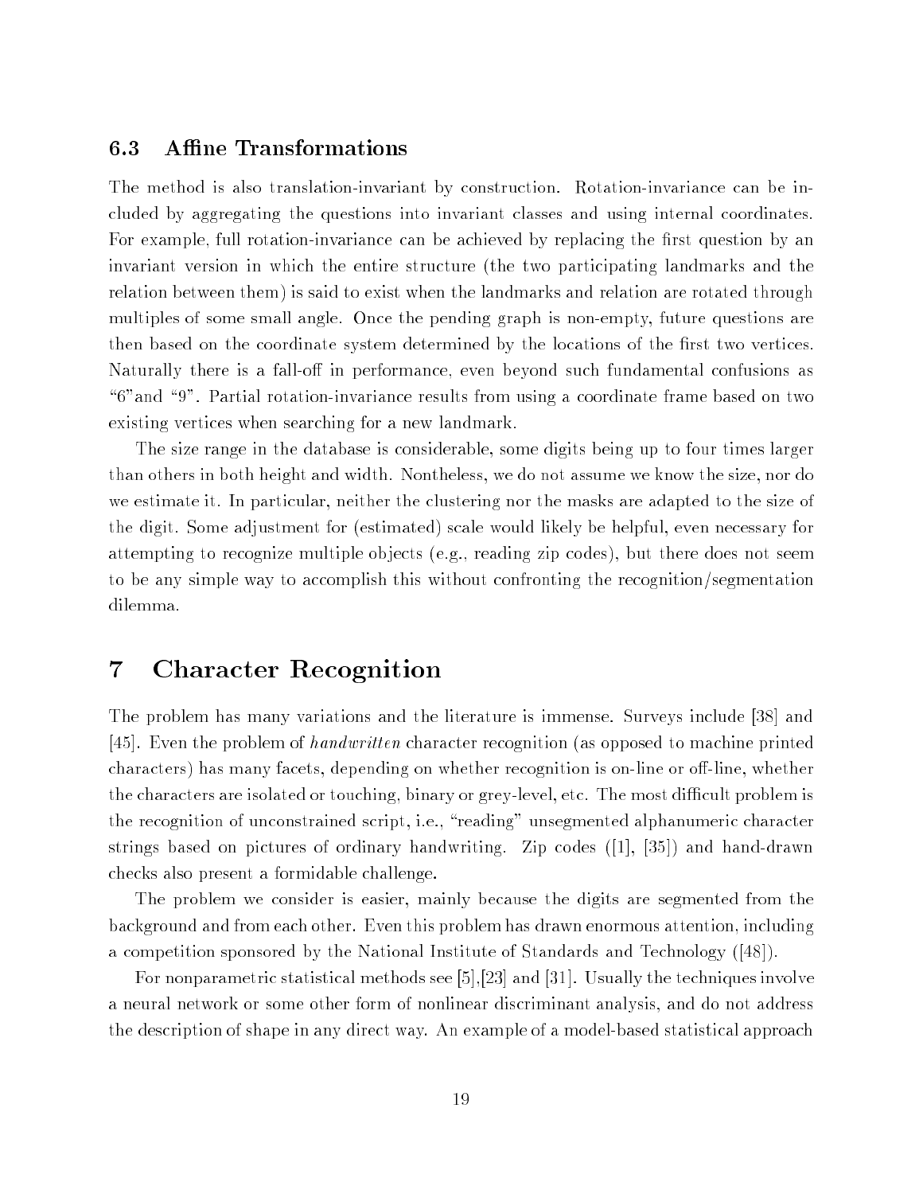### 6.3 Affine Transformations

The method is also translation-invariant by construction. Rotation-invariance can be included by aggregating the questions into invariant classes and using internal coordinates. For example, full rotation-invariance can be achieved by replacing the first question by an invariant version in which the entire structure (the two participating landmarks and the relation between them) is said to exist when the landmarks and relation are rotated through multiples of some small angle. Once the pending graph is non-empty, future questions are then based on the coordinate system determined by the locations of the first two vertices. Naturally there is a fall-off in performance, even beyond such fundamental confusions as "6"and "9". Partial rotation-invariance results from using a coordinate frame based on two existing vertices when searching for a new landmark.

The size range in the database is considerable, some digits being up to four times larger than others in both height and width. Nontheless, we do not assume we know the size, nor do we estimate it. In particular, neither the clustering nor the masks are adapted to the size of the digit. Some adjustment for (estimated) scale would likely be helpful, even necessary for attempting to recognize multiple objects (e.g., reading zip codes), but there does not seem to be any simple way to accomplish this without confronting the recognition/segmentation dilemma.

## 7 Character Recognition

The problem has many variations and the literature is immense. Surveys include [38] and [45]. Even the problem of *handwritten* character recognition (as opposed to machine printed characters) has many facets, depending on whether recognition is on-line or off-line, whether the characters are isolated or touching, binary or grey-level, etc. The most difficult problem is the recognition of unconstrained script, i.e., "reading" unsegmented alphanumeric character strings based on pictures of ordinary handwriting. Zip codes ([1], [35]) and hand-drawn checks also present a formidable challenge.

The problem we consider is easier, mainly because the digits are segmented from the background and from each other. Even this problem has drawn enormous attention, including a competition sponsored by the National Institute of Standards and Technology ([48]).

For nonparametric statistical methods see [5],[23] and [31]. Usually the techniques involve a neural network or some other form of nonlinear discriminant analysis, and do not address the description of shape in any direct way. An example of a model-based statistical approach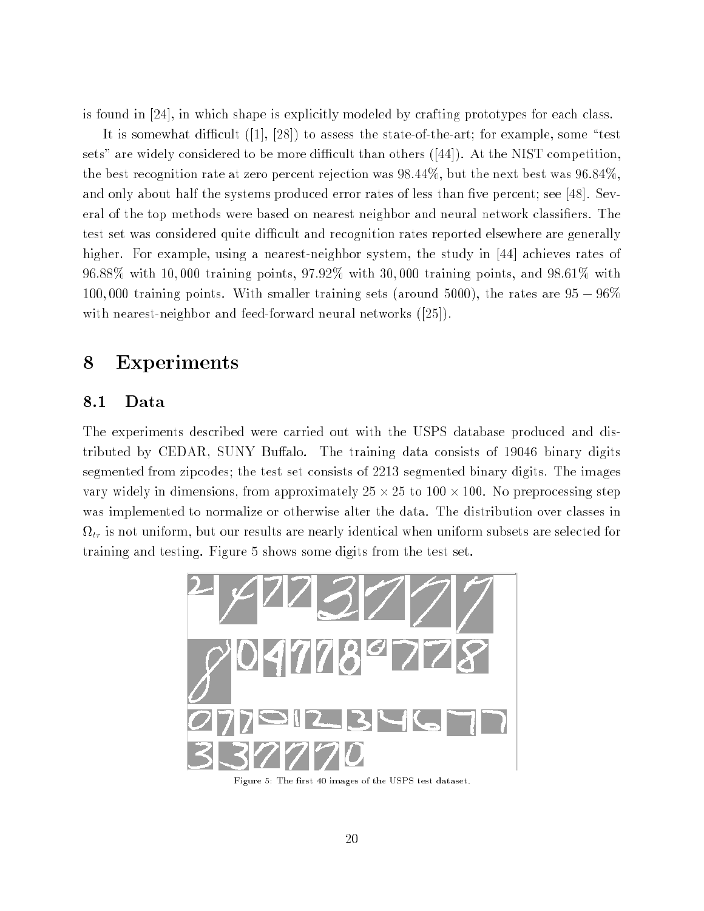is found in [24], in which shape is explicitly modeled by crafting prototypes for each class.

It is somewhat difficult ([1], [28]) to assess the state-of-the-art; for example, some "test sets" are widely considered to be more difficult than others ([44]). At the NIST competition, the best recognition rate at zero percent rejection was 98.44%, but the next best was 96.84%, and only about half the systems produced error rates of less than five percent; see [48]. Several of the top methods were based on nearest neighbor and neural network classifiers. The test set was considered quite difficult and recognition rates reported elsewhere are generally higher. For example, using a nearest-neighbor system, the study in [44] achieves rates of 96.88% with $10,000$ training points, 97.92% with $30,000$ training points, and 98.61% with $100,000$ training points. With smaller training sets (around 5000), the rates are $95 - 96\%$ with nearest-neighbor and feed-forward neural networks ([25]).

# 8 Experiments

## 8.1 Data

The experiments described were carried out with the USPS database produced and distributed by CEDAR, SUNY Buffalo. The training data consists of 19046 binary digits segmented from zipcodes; the test set consists of 2213 segmented binary digits. The images vary widely in dimensions, from approximately $25 \times 25$ to $100 \times 100$. No preprocessing step was implemented to normalize or otherwise alter the data. The distribution over classes in $\Omega_{tr}$ is not uniform, but our results are nearly identical when uniform subsets are selected for training and testing. Figure 5 shows some digits from the test set.

Figure 5: The first 40 images of the USPS test dataset.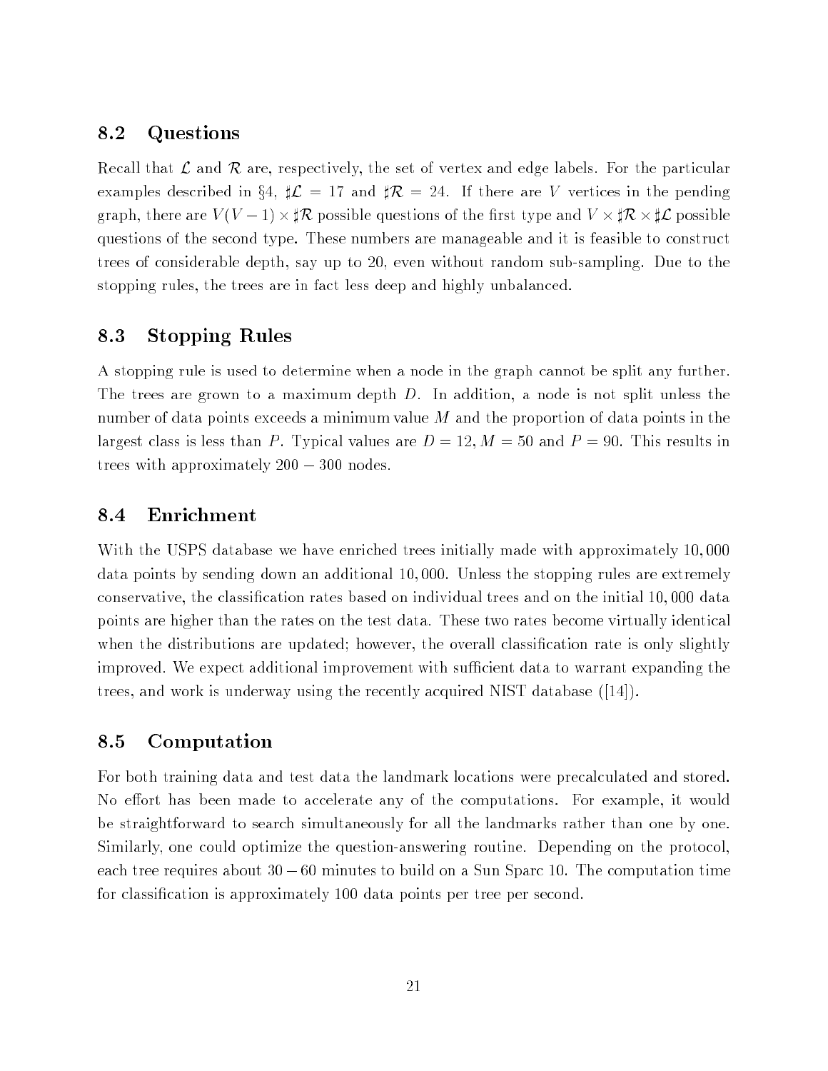## 8.2 Questions

Recall that $\mathcal{L}$ and $\mathcal{R}$ are, respectively, the set of vertex and edge labels. For the particular examples described in §4, $\sharp\mathcal{L} = 17$ and $\sharp\mathcal{R} = 24$. If there are $V$ vertices in the pending graph, there are $V(V-1) \times \sharp\mathcal{R}$ possible questions of the first type and $V \times \sharp\mathcal{R} \times \sharp\mathcal{L}$ possible questions of the second type. These numbers are manageable and it is feasible to construct trees of considerable depth, say up to 20, even without random sub-sampling. Due to the stopping rules, the trees are in fact less deep and highly unbalanced.

## 8.3 Stopping Rules

A stopping rule is used to determine when a node in the graph cannot be split any further. The trees are grown to a maximum depth $D$. In addition, a node is not split unless the number of data points exceeds a minimum value $M$ and the proportion of data points in the largest class is less than $P$. Typical values are $D = 12, M = 50$ and $P = 90$. This results in trees with approximately $200 - 300$ nodes.

## 8.4 Enrichment

With the USPS database we have enriched trees initially made with approximately 10,000 data points by sending down an additional 10,000. Unless the stopping rules are extremely conservative, the classification rates based on individual trees and on the initial 10,000 data points are higher than the rates on the test data. These two rates become virtually identical when the distributions are updated; however, the overall classification rate is only slightly improved. We expect additional improvement with sufficient data to warrant expanding the trees, and work is underway using the recently acquired NIST database ([14]).

## 8.5 Computation

For both training data and test data the landmark locations were precalculated and stored. No effort has been made to accelerate any of the computations. For example, it would be straightforward to search simultaneously for all the landmarks rather than one by one. Similarly, one could optimize the question-answering routine. Depending on the protocol, each tree requires about $30 - 60$ minutes to build on a Sun Sparc 10. The computation time for classification is approximately 100 data points per tree per second.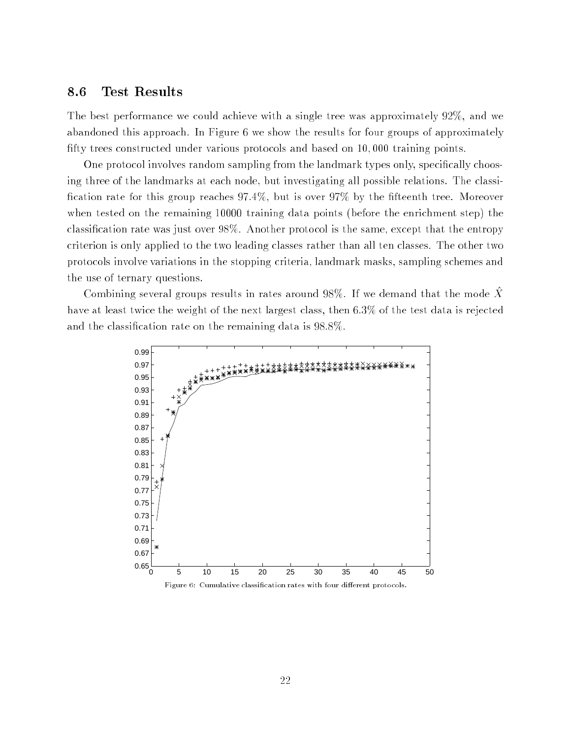### 8.6 Test Results

The best performance we could achieve with a single tree was approximately 92%, and we abandoned this approach. In Figure 6 we show the results for four groups of approximately fifty trees constructed under various protocols and based on 10,000 training points.

One protocol involves random sampling from the landmark types only, specifically choosing three of the landmarks at each node, but investigating all possible relations. The classification rate for this group reaches 97.4%, but is over 97% by the fifteenth tree. Moreover when tested on the remaining 10000 training data points (before the enrichment step) the classification rate was just over 98%. Another protocol is the same, except that the entropy criterion is only applied to the two leading classes rather than all ten classes. The other two protocols involve variations in the stopping criteria, landmark masks, sampling schemes and the use of ternary questions.

Combining several groups results in rates around 98%. If we demand that the mode $\hat{X}$ have at least twice the weight of the next largest class, then 6.3% of the test data is rejected and the classification rate on the remaining data is 98.8%.

Figure 6: Cumulative classification rates with four different protocols.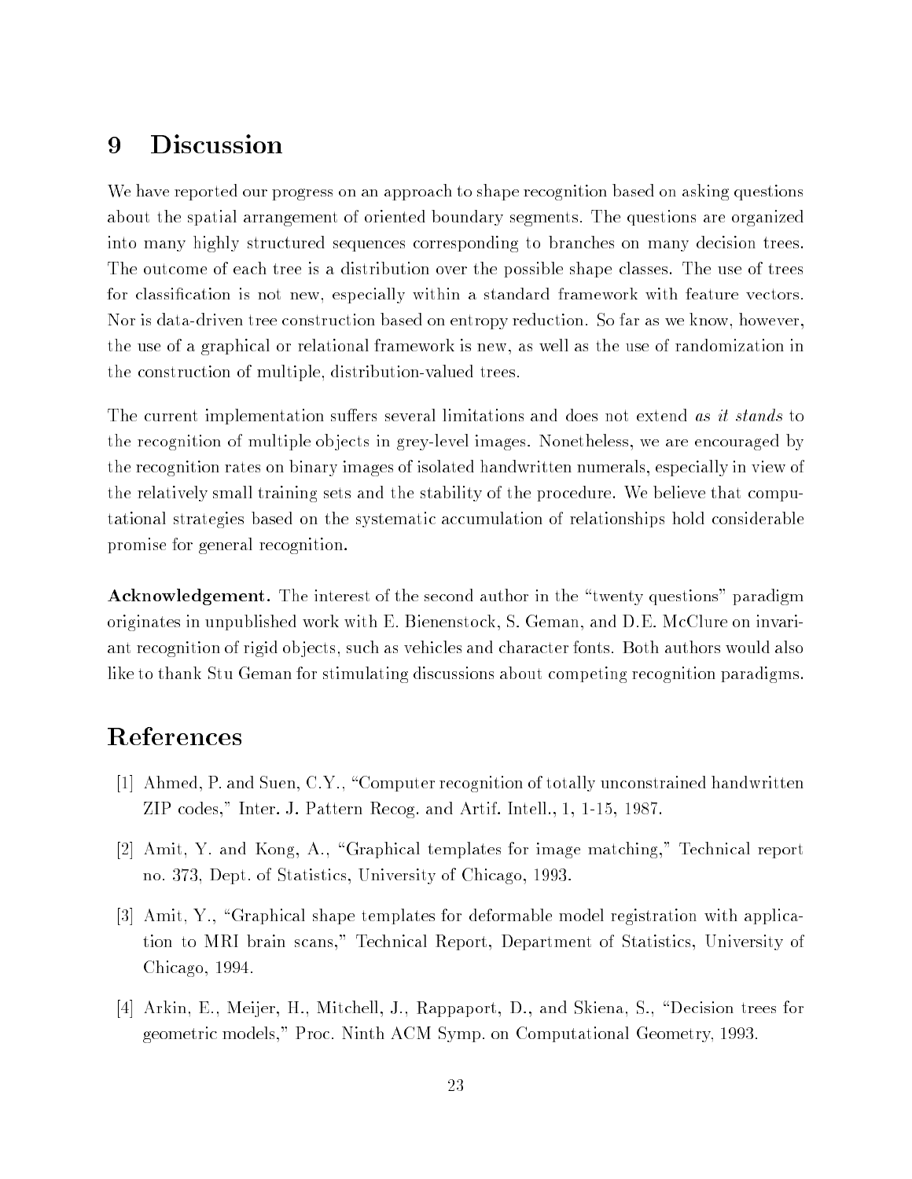# 9 Discussion

We have reported our progress on an approach to shape recognition based on asking questions about the spatial arrangement of oriented boundary segments. The questions are organized into many highly structured sequences corresponding to branches on many decision trees. The outcome of each tree is a distribution over the possible shape classes. The use of trees for classification is not new, especially within a standard framework with feature vectors. Nor is data-driven tree construction based on entropy reduction. So far as we know, however, the use of a graphical or relational framework is new, as well as the use of randomization in the construction of multiple, distribution-valued trees.

The current implementation suffers several limitations and does not extend *as it stands* to the recognition of multiple objects in grey-level images. Nonetheless, we are encouraged by the recognition rates on binary images of isolated handwritten numerals, especially in view of the relatively small training sets and the stability of the procedure. We believe that computational strategies based on the systematic accumulation of relationships hold considerable promise for general recognition.

**Acknowledgement.** The interest of the second author in the "twenty questions" paradigm originates in unpublished work with E. Bienenstock, S. Geman, and D.E. McClure on invariant recognition of rigid objects, such as vehicles and character fonts. Both authors would also like to thank Stu Geman for stimulating discussions about competing recognition paradigms.

# References

[1] Ahmed, P. and Suen, C.Y., "Computer recognition of totally unconstrained handwritten ZIP codes," Inter. J. Pattern Recog. and Artif. Intell., 1, 1-15, 1987.

[2] Amit, Y. and Kong, A., "Graphical templates for image matching," Technical report no. 373, Dept. of Statistics, University of Chicago, 1993.

[3] Amit, Y., "Graphical shape templates for deformable model registration with application to MRI brain scans," Technical Report, Department of Statistics, University of Chicago, 1994.

[4] Arkin, E., Meijer, H., Mitchell, J., Rappaport, D., and Skiena, S., "Decision trees for geometric models," Proc. Ninth ACM Symp. on Computational Geometry, 1993.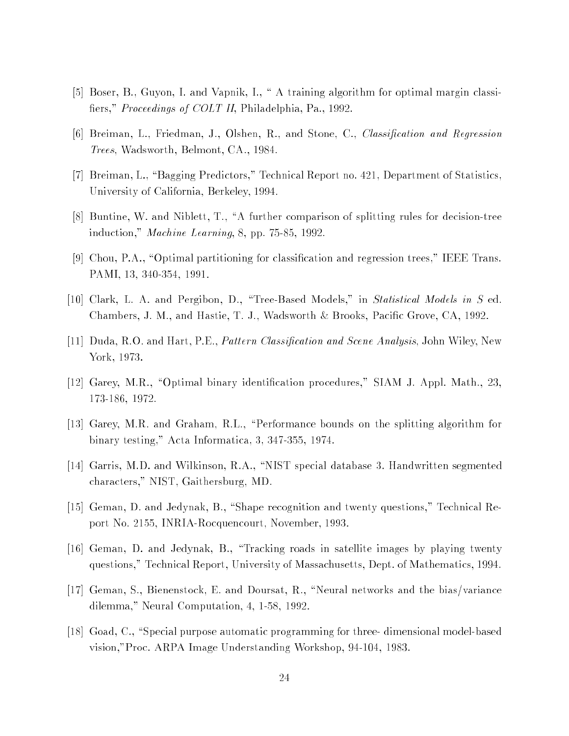[5] Boser, B., Guyon, I. and Vapnik, I., " A training algorithm for optimal margin classifiers," *Proceedings of COLT II*, Philadelphia, Pa., 1992.

[6] Breiman, L., Friedman, J., Olshen, R., and Stone, C., *Classification and Regression Trees*, Wadsworth, Belmont, CA., 1984.

[7] Breiman, L., "Bagging Predictors," Technical Report no. 421, Department of Statistics, University of California, Berkeley, 1994.

[8] Buntine, W. and Niblett, T., "A further comparison of splitting rules for decision-tree induction," *Machine Learning*, 8, pp. 75-85, 1992.

[9] Chou, P.A., "Optimal partitioning for classification and regression trees," IEEE Trans. PAMI, 13, 340-354, 1991.

[10] Clark, L. A. and Pergibon, D., "Tree-Based Models," in *Statistical Models in S* ed. Chambers, J. M., and Hastie, T. J., Wadsworth & Brooks, Pacific Grove, CA, 1992.

[11] Duda, R.O. and Hart, P.E., *Pattern Classification and Scene Analysis*, John Wiley, New York, 1973.

[12] Garey, M.R., "Optimal binary identification procedures," SIAM J. Appl. Math., 23, 173-186, 1972.

[13] Garey, M.R. and Graham, R.L., "Performance bounds on the splitting algorithm for binary testing," Acta Informatica, 3, 347-355, 1974.

[14] Garris, M.D. and Wilkinson, R.A., "NIST special database 3. Handwritten segmented characters," NIST, Gaithersburg, MD.

[15] Geman, D. and Jedynak, B., "Shape recognition and twenty questions," Technical Report No. 2155, INRIA-Rocquencourt, November, 1993.

[16] Geman, D. and Jedynak, B., "Tracking roads in satellite images by playing twenty questions," Technical Report, University of Massachusetts, Dept. of Mathematics, 1994.

[17] Geman, S., Bienenstock, E. and Doursat, R., "Neural networks and the bias/variance dilemma," Neural Computation, 4, 1-58, 1992.

[18] Goad, C., "Special purpose automatic programming for three- dimensional model-based vision,"Proc. ARPA Image Understanding Workshop, 94-104, 1983.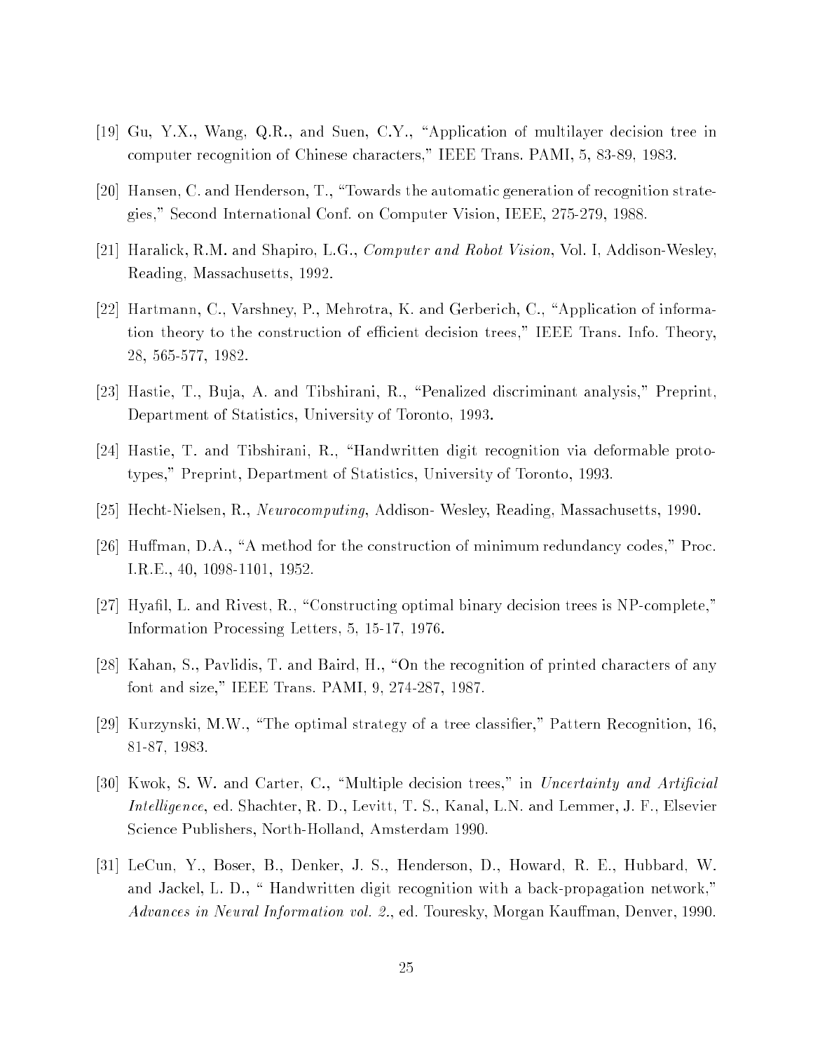[19] Gu, Y.X., Wang, Q.R., and Suen, C.Y., "Application of multilayer decision tree in computer recognition of Chinese characters," IEEE Trans. PAMI, 5, 83-89, 1983.

[20] Hansen, C. and Henderson, T., "Towards the automatic generation of recognition strategies," Second International Conf. on Computer Vision, IEEE, 275-279, 1988.

[21] Haralick, R.M. and Shapiro, L.G., *Computer and Robot Vision*, Vol. I, Addison-Wesley, Reading, Massachusetts, 1992.

[22] Hartmann, C., Varshney, P., Mehrotra, K. and Gerberich, C., "Application of information theory to the construction of efficient decision trees," IEEE Trans. Info. Theory, 28, 565-577, 1982.

[23] Hastie, T., Buja, A. and Tibshirani, R., "Penalized discriminant analysis," Preprint, Department of Statistics, University of Toronto, 1993.

[24] Hastie, T. and Tibshirani, R., "Handwritten digit recognition via deformable prototypes," Preprint, Department of Statistics, University of Toronto, 1993.

[25] Hecht-Nielsen, R., *Neurocomputing*, Addison- Wesley, Reading, Massachusetts, 1990.

[26] Huffman, D.A., "A method for the construction of minimum redundancy codes," Proc. I.R.E., 40, 1098-1101, 1952.

[27] Hyafil, L. and Rivest, R., "Constructing optimal binary decision trees is NP-complete," Information Processing Letters, 5, 15-17, 1976.

[28] Kahan, S., Pavlidis, T. and Baird, H., "On the recognition of printed characters of any font and size," IEEE Trans. PAMI, 9, 274-287, 1987.

[29] Kurzynski, M.W., "The optimal strategy of a tree classifier," Pattern Recognition, 16, 81-87, 1983.

[30] Kwok, S. W. and Carter, C., "Multiple decision trees," in *Uncertainty and Artificial Intelligence*, ed. Shachter, R. D., Levitt, T. S., Kanal, L.N. and Lemmer, J. F., Elsevier Science Publishers, North-Holland, Amsterdam 1990.

[31] LeCun, Y., Boser, B., Denker, J. S., Henderson, D., Howard, R. E., Hubbard, W. and Jackel, L. D., " Handwritten digit recognition with a back-propagation network," *Advances in Neural Information vol. 2.*, ed. Touresky, Morgan Kauffman, Denver, 1990.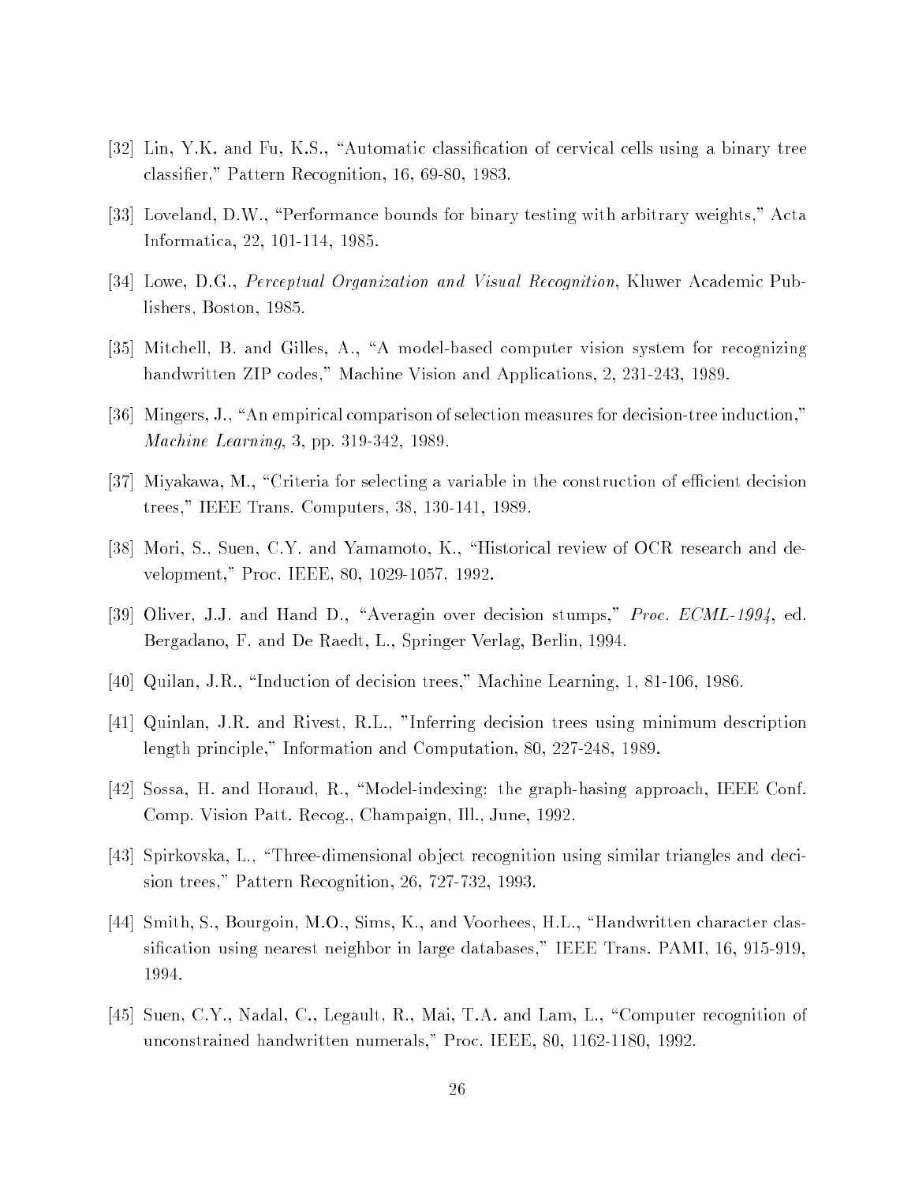[32] Lin, Y.K. and Fu, K.S., "Automatic classification of cervical cells using a binary tree classifier," Pattern Recognition, 16, 69-80, 1983.

[33] Loveland, D.W., "Performance bounds for binary testing with arbitrary weights," Acta Informatica, 22, 101-114, 1985.

[34] Lowe, D.G., *Perceptual Organization and Visual Recognition*, Kluwer Academic Publishers, Boston, 1985.

[35] Mitchell, B. and Gilles, A., "A model-based computer vision system for recognizing handwritten ZIP codes," Machine Vision and Applications, 2, 231-243, 1989.

[36] Mingers, J., "An empirical comparison of selection measures for decision-tree induction," *Machine Learning*, 3, pp. 319-342, 1989.

[37] Miyakawa, M., "Criteria for selecting a variable in the construction of efficient decision trees," IEEE Trans. Computers, 38, 130-141, 1989.

[38] Mori, S., Suen, C.Y. and Yamamoto, K., "Historical review of OCR research and development," Proc. IEEE, 80, 1029-1057, 1992.

[39] Oliver, J.J. and Hand D., "Averagin over decision stumps," *Proc. ECML-1994*, ed. Bergadano, F. and De Raedt, L., Springer Verlag, Berlin, 1994.

[40] Quilan, J.R., "Induction of decision trees," Machine Learning, 1, 81-106, 1986.

[41] Quinlan, J.R. and Rivest, R.L., "Inferring decision trees using minimum description length principle," Information and Computation, 80, 227-248, 1989.

[42] Sossa, H. and Horaud, R., "Model-indexing: the graph-hasing approach, IEEE Conf. Comp. Vision Patt. Recog., Champaign, Ill., June, 1992.

[43] Spirkovska, L., "Three-dimensional object recognition using similar triangles and decision trees," Pattern Recognition, 26, 727-732, 1993.

[44] Smith, S., Bourgoin, M.O., Sims, K., and Voorhees, H.L., "Handwritten character classification using nearest neighbor in large databases," IEEE Trans. PAMI, 16, 915-919, 1994.

[45] Suen, C.Y., Nadal, C., Legault, R., Mai, T.A. and Lam, L., "Computer recognition of unconstrained handwritten numerals," Proc. IEEE, 80, 1162-1180, 1992.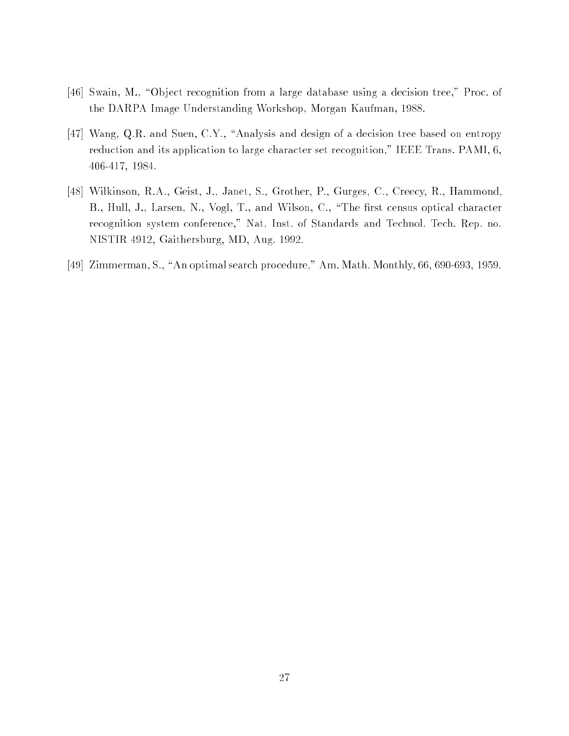[46] Swain, M., "Object recognition from a large database using a decision tree," Proc. of the DARPA Image Understanding Workshop, Morgan Kaufman, 1988.

[47] Wang, Q.R. and Suen, C.Y., "Analysis and design of a decision tree based on entropy reduction and its application to large character set recognition," IEEE Trans. PAMI, 6, 406-417, 1984.

[48] Wilkinson, R.A., Geist, J., Janet, S., Grother, P., Gurges, C., Creecy, R., Hammond, B., Hull, J., Larsen, N., Vogl, T., and Wilson, C., "The first census optical character recognition system conference," Nat. Inst. of Standards and Technol. Tech. Rep. no. NISTIR 4912, Gaithersburg, MD, Aug. 1992.

[49] Zimmerman, S., "An optimal search procedure," Am. Math. Monthly, 66, 690-693, 1959.